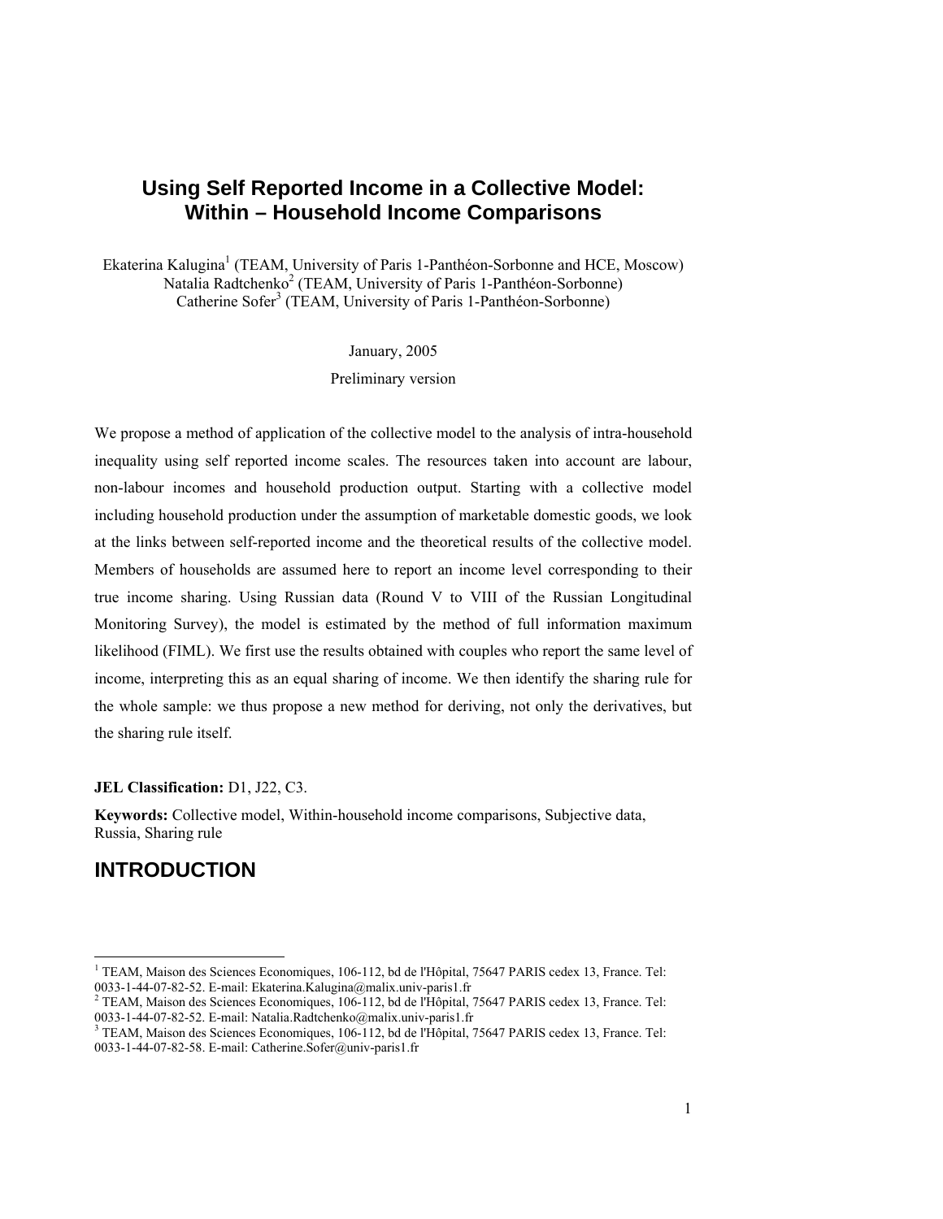# Using Self Reported Income in a Collective Model: Within – Household Income Comparisons

Ekaterina Kalugina[1] (TEAM, University of Paris 1-Panthéon-Sorbonne and HCE, Moscow)
Natalia Radtchenko[2] (TEAM, University of Paris 1-Panthéon-Sorbonne)
Catherine Sofer[3] (TEAM, University of Paris 1-Panthéon-Sorbonne)

January, 2005

Preliminary version

We propose a method of application of the collective model to the analysis of intra-household inequality using self reported income scales. The resources taken into account are labour, non-labour incomes and household production output. Starting with a collective model including household production under the assumption of marketable domestic goods, we look at the links between self-reported income and the theoretical results of the collective model. Members of households are assumed here to report an income level corresponding to their true income sharing. Using Russian data (Round V to VIII of the Russian Longitudinal Monitoring Survey), the model is estimated by the method of full information maximum likelihood (FIML). We first use the results obtained with couples who report the same level of income, interpreting this as an equal sharing of income. We then identify the sharing rule for the whole sample: we thus propose a new method for deriving, not only the derivatives, but the sharing rule itself.

**JEL Classification:** D1, J22, C3.

**Keywords:** Collective model, Within-household income comparisons, Subjective data, Russia, Sharing rule

## INTRODUCTION

[1] TEAM, Maison des Sciences Economiques, 106-112, bd de l'Hôpital, 75647 PARIS cedex 13, France. Tel: 0033-1-44-07-82-52. E-mail: Ekaterina.Kalugina@malix.univ-paris1.fr

[2] TEAM, Maison des Sciences Economiques, 106-112, bd de l'Hôpital, 75647 PARIS cedex 13, France. Tel: 0033-1-44-07-82-52. E-mail: Natalia.Radtchenko@malix.univ-paris1.fr

[3] TEAM, Maison des Sciences Economiques, 106-112, bd de l'Hôpital, 75647 PARIS cedex 13, France. Tel: 0033-1-44-07-82-58. E-mail: Catherine.Sofer@univ-paris1.fr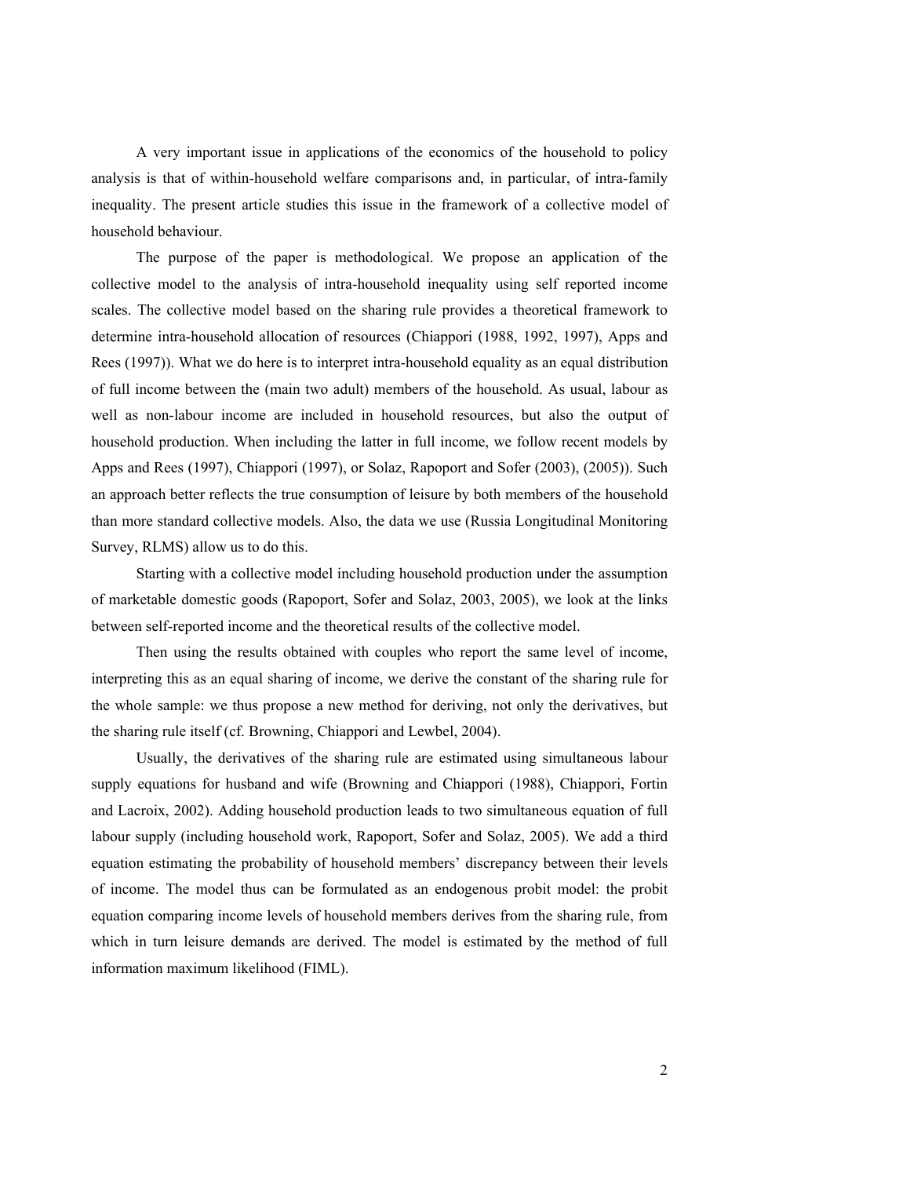A very important issue in applications of the economics of the household to policy analysis is that of within-household welfare comparisons and, in particular, of intra-family inequality. The present article studies this issue in the framework of a collective model of household behaviour.

The purpose of the paper is methodological. We propose an application of the collective model to the analysis of intra-household inequality using self reported income scales. The collective model based on the sharing rule provides a theoretical framework to determine intra-household allocation of resources (Chiappori (1988, 1992, 1997), Apps and Rees (1997)). What we do here is to interpret intra-household equality as an equal distribution of full income between the (main two adult) members of the household. As usual, labour as well as non-labour income are included in household resources, but also the output of household production. When including the latter in full income, we follow recent models by Apps and Rees (1997), Chiappori (1997), or Solaz, Rapoport and Sofer (2003), (2005)). Such an approach better reflects the true consumption of leisure by both members of the household than more standard collective models. Also, the data we use (Russia Longitudinal Monitoring Survey, RLMS) allow us to do this.

Starting with a collective model including household production under the assumption of marketable domestic goods (Rapoport, Sofer and Solaz, 2003, 2005), we look at the links between self-reported income and the theoretical results of the collective model.

Then using the results obtained with couples who report the same level of income, interpreting this as an equal sharing of income, we derive the constant of the sharing rule for the whole sample: we thus propose a new method for deriving, not only the derivatives, but the sharing rule itself (cf. Browning, Chiappori and Lewbel, 2004).

Usually, the derivatives of the sharing rule are estimated using simultaneous labour supply equations for husband and wife (Browning and Chiappori (1988), Chiappori, Fortin and Lacroix, 2002). Adding household production leads to two simultaneous equation of full labour supply (including household work, Rapoport, Sofer and Solaz, 2005). We add a third equation estimating the probability of household members' discrepancy between their levels of income. The model thus can be formulated as an endogenous probit model: the probit equation comparing income levels of household members derives from the sharing rule, from which in turn leisure demands are derived. The model is estimated by the method of full information maximum likelihood (FIML).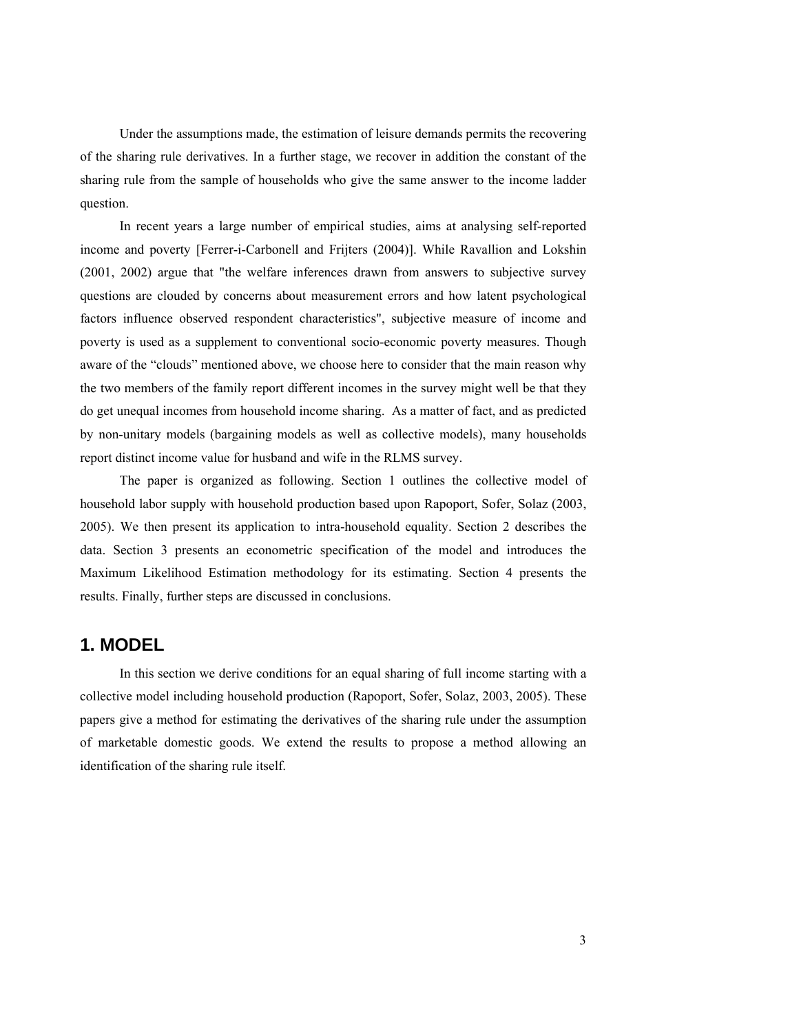Under the assumptions made, the estimation of leisure demands permits the recovering of the sharing rule derivatives. In a further stage, we recover in addition the constant of the sharing rule from the sample of households who give the same answer to the income ladder question.

In recent years a large number of empirical studies, aims at analysing self-reported income and poverty [Ferrer-i-Carbonell and Frijters (2004)]. While Ravallion and Lokshin (2001, 2002) argue that "the welfare inferences drawn from answers to subjective survey questions are clouded by concerns about measurement errors and how latent psychological factors influence observed respondent characteristics", subjective measure of income and poverty is used as a supplement to conventional socio-economic poverty measures. Though aware of the "clouds" mentioned above, we choose here to consider that the main reason why the two members of the family report different incomes in the survey might well be that they do get unequal incomes from household income sharing. As a matter of fact, and as predicted by non-unitary models (bargaining models as well as collective models), many households report distinct income value for husband and wife in the RLMS survey.

The paper is organized as following. Section 1 outlines the collective model of household labor supply with household production based upon Rapoport, Sofer, Solaz (2003, 2005). We then present its application to intra-household equality. Section 2 describes the data. Section 3 presents an econometric specification of the model and introduces the Maximum Likelihood Estimation methodology for its estimating. Section 4 presents the results. Finally, further steps are discussed in conclusions.

## 1. MODEL

In this section we derive conditions for an equal sharing of full income starting with a collective model including household production (Rapoport, Sofer, Solaz, 2003, 2005). These papers give a method for estimating the derivatives of the sharing rule under the assumption of marketable domestic goods. We extend the results to propose a method allowing an identification of the sharing rule itself.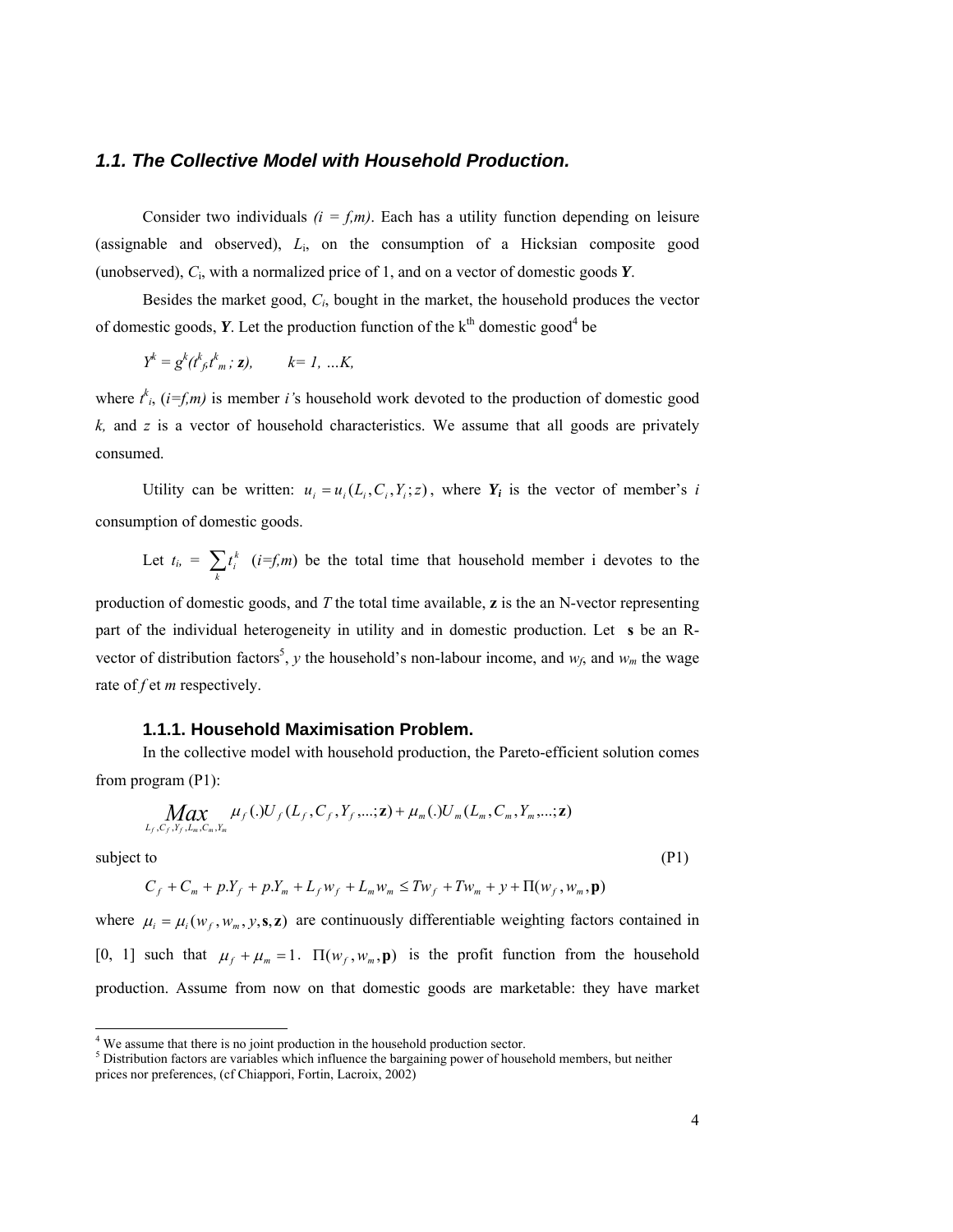### *1.1. The Collective Model with Household Production.*

Consider two individuals *(i = f,m)*. Each has a utility function depending on leisure (assignable and observed), $L_i$, on the consumption of a Hicksian composite good (unobserved), $C_i$, with a normalized price of 1, and on a vector of domestic goods $\boldsymbol{Y}$.

Besides the market good, $C_i$, bought in the market, the household produces the vector of domestic goods, $\boldsymbol{Y}$. Let the production function of the k[th] domestic good[4] be

$$Y^k = g^k(t^k_f, t^k_m\, ;\, \mathbf{z}), \qquad k = 1, \ldots K,$$

where $t^k_i$, $(i=f,m)$ is member *i'*s household work devoted to the production of domestic good *k,* and *z* is a vector of household characteristics. We assume that all goods are privately consumed.

Utility can be written: $u_i = u_i(L_i, C_i, Y_i; z)$, where $\boldsymbol{Y_i}$ is the vector of member's *i* consumption of domestic goods.

Let $t_i = \sum_k t_i^k$ $(i=f,m)$ be the total time that household member i devotes to the production of domestic goods, and $T$ the total time available, $\mathbf{z}$ is the an N-vector representing part of the individual heterogeneity in utility and in domestic production. Let $\mathbf{s}$ be an R-vector of distribution factors[5], $y$ the household's non-labour income, and $w_f$, and $w_m$ the wage rate of *f* et *m* respectively.

#### 1.1.1. Household Maximisation Problem.

In the collective model with household production, the Pareto-efficient solution comes from program (P1):

$$\underset{L_f, C_f, Y_f, L_m, C_m, Y_m}{Max} \quad \mu_f(.)U_f(L_f, C_f, Y_f, \ldots; \mathbf{z}) + \mu_m(.)U_m(L_m, C_m, Y_m, \ldots; \mathbf{z})$$

subject to (P1)

$$C_f + C_m + p.Y_f + p.Y_m + L_f w_f + L_m w_m \leq T w_f + T w_m + y + \Pi(w_f, w_m, \mathbf{p})$$

where $\mu_i = \mu_i(w_f, w_m, y, \mathbf{s}, \mathbf{z})$ are continuously differentiable weighting factors contained in [0, 1] such that $\mu_f + \mu_m = 1$. $\Pi(w_f, w_m, \mathbf{p})$ is the profit function from the household production. Assume from now on that domestic goods are marketable: they have market

---

[4] We assume that there is no joint production in the household production sector.

[5] Distribution factors are variables which influence the bargaining power of household members, but neither prices nor preferences, (cf Chiappori, Fortin, Lacroix, 2002)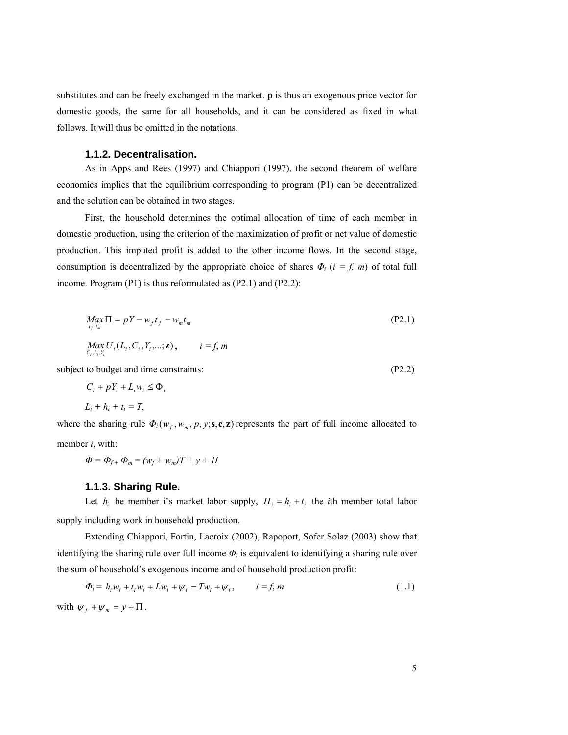substitutes and can be freely exchanged in the market. **p** is thus an exogenous price vector for domestic goods, the same for all households, and it can be considered as fixed in what follows. It will thus be omitted in the notations.

### 1.1.2. Decentralisation.

As in Apps and Rees (1997) and Chiappori (1997), the second theorem of welfare economics implies that the equilibrium corresponding to program (P1) can be decentralized and the solution can be obtained in two stages.

First, the household determines the optimal allocation of time of each member in domestic production, using the criterion of the maximization of profit or net value of domestic production. This imputed profit is added to the other income flows. In the second stage, consumption is decentralized by the appropriate choice of shares $\Phi_i$ ($i = f, m$) of total full income. Program (P1) is thus reformulated as (P2.1) and (P2.2):

$$\max_{t_f, t_m} \Pi = pY - w_f t_f - w_m t_m \tag{P2.1}$$

$$\max_{C_i, L_i, Y_i} U_i(L_i, C_i, Y_i, ...; \mathbf{z}), \qquad i = f, m$$

subject to budget and time constraints: (P2.2)

$$C_i + pY_i + L_i w_i \leq \Phi_i$$

$$L_i + h_i + t_i = T,$$

where the sharing rule $\Phi_i(w_f, w_m, p, y; \mathbf{s}, \mathbf{c}, \mathbf{z})$ represents the part of full income allocated to member $i$, with:

$$\Phi = \Phi_f + \Phi_m = (w_f + w_m)T + y + \Pi$$

### 1.1.3. Sharing Rule.

Let $h_i$ be member i's market labor supply, $H_i = h_i + t_i$ the $i$th member total labor supply including work in household production.

Extending Chiappori, Fortin, Lacroix (2002), Rapoport, Sofer Solaz (2003) show that identifying the sharing rule over full income $\Phi_i$ is equivalent to identifying a sharing rule over the sum of household's exogenous income and of household production profit:

$$\Phi_i = h_i w_i + t_i w_i + L w_i + \psi_i = T w_i + \psi_i, \qquad i = f, m \tag{1.1}$$

with $\psi_f + \psi_m = y + \Pi$.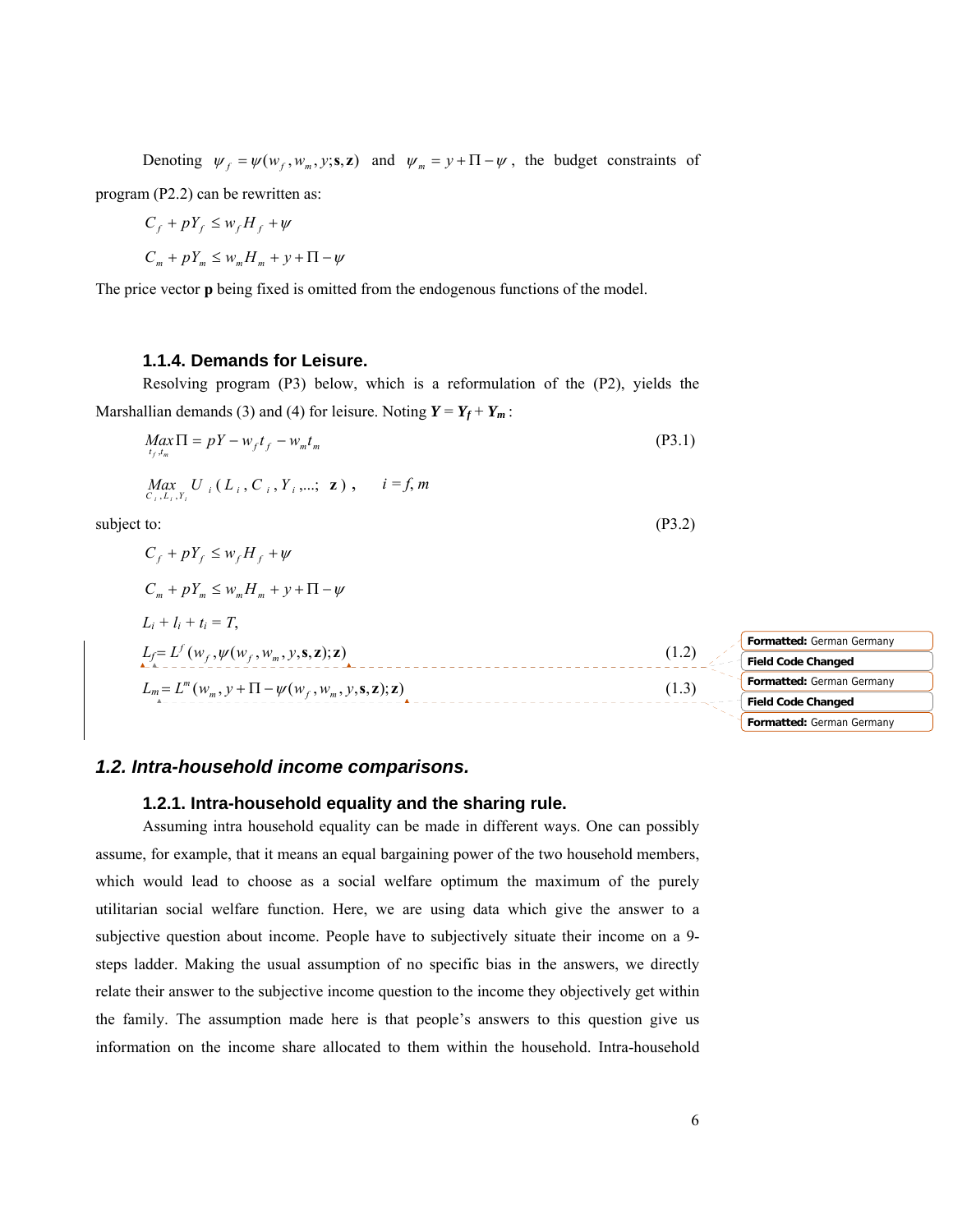Denoting $\psi_f = \psi(w_f, w_m, y; \mathbf{s}, \mathbf{z})$ and $\psi_m = y + \Pi - \psi$, the budget constraints of program (P2.2) can be rewritten as:

$$C_f + pY_f \leq w_f H_f + \psi$$

$$C_m + pY_m \leq w_m H_m + y + \Pi - \psi$$

The price vector **p** being fixed is omitted from the endogenous functions of the model.

### 1.1.4. Demands for Leisure.

Resolving program (P3) below, which is a reformulation of the (P2), yields the Marshallian demands (3) and (4) for leisure. Noting $\boldsymbol{Y} = \boldsymbol{Y_f} + \boldsymbol{Y_m}$ :

$$\underset{t_f, t_m}{Max}\, \Pi = pY - w_f t_f - w_m t_m \tag{P3.1}$$

$$\underset{C_i, L_i, Y_i}{Max}\; U_i\,(L_i, C_i, Y_i, ...;\; \mathbf{z}), \qquad i = f, m$$

subject to: (P3.2)

$$C_f + pY_f \leq w_f H_f + \psi$$

$$C_m + pY_m \leq w_m H_m + y + \Pi - \psi$$

$$L_i + l_i + t_i = T,$$

$$L_f = L^f(w_f, \psi(w_f, w_m, y, \mathbf{s}, \mathbf{z}); \mathbf{z}) \tag{1.2}$$

$$L_m = L^m(w_m, y + \Pi - \psi(w_f, w_m, y, \mathbf{s}, \mathbf{z}); \mathbf{z}) \tag{1.3}$$

## *1.2. Intra-household income comparisons.*

### 1.2.1. Intra-household equality and the sharing rule.

Assuming intra household equality can be made in different ways. One can possibly assume, for example, that it means an equal bargaining power of the two household members, which would lead to choose as a social welfare optimum the maximum of the purely utilitarian social welfare function. Here, we are using data which give the answer to a subjective question about income. People have to subjectively situate their income on a 9-steps ladder. Making the usual assumption of no specific bias in the answers, we directly relate their answer to the subjective income question to the income they objectively get within the family. The assumption made here is that people's answers to this question give us information on the income share allocated to them within the household. Intra-household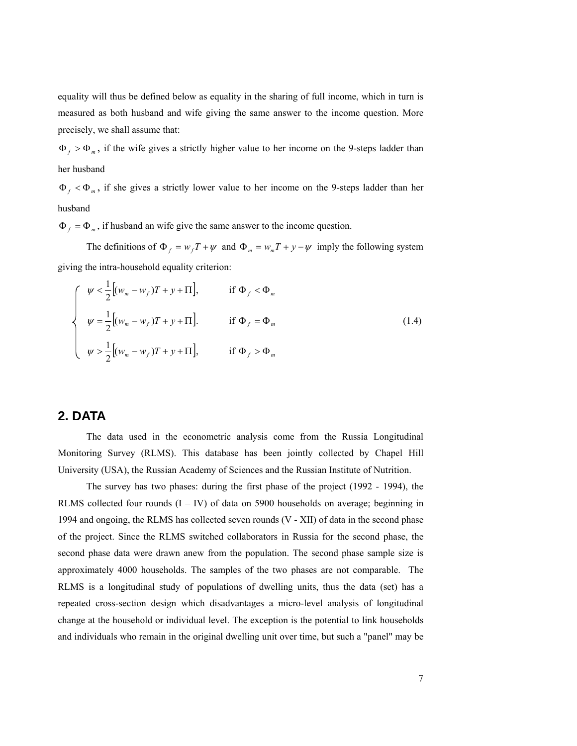equality will thus be defined below as equality in the sharing of full income, which in turn is measured as both husband and wife giving the same answer to the income question. More precisely, we shall assume that:

$\Phi_f > \Phi_m$, if the wife gives a strictly higher value to her income on the 9-steps ladder than her husband

$\Phi_f < \Phi_m$, if she gives a strictly lower value to her income on the 9-steps ladder than her husband

$\Phi_f = \Phi_m$, if husband an wife give the same answer to the income question.

The definitions of $\Phi_f = w_f T + \psi$ and $\Phi_m = w_m T + y - \psi$ imply the following system giving the intra-household equality criterion:

$$\begin{cases} \psi < \frac{1}{2}\left[(w_m - w_f)T + y + \Pi\right], & \text{if } \Phi_f < \Phi_m \\ \psi = \frac{1}{2}\left[(w_m - w_f)T + y + \Pi\right]. & \text{if } \Phi_f = \Phi_m \\ \psi > \frac{1}{2}\left[(w_m - w_f)T + y + \Pi\right], & \text{if } \Phi_f > \Phi_m \end{cases} \tag{1.4}$$

## 2. DATA

The data used in the econometric analysis come from the Russia Longitudinal Monitoring Survey (RLMS). This database has been jointly collected by Chapel Hill University (USA), the Russian Academy of Sciences and the Russian Institute of Nutrition.

The survey has two phases: during the first phase of the project (1992 - 1994), the RLMS collected four rounds (I – IV) of data on 5900 households on average; beginning in 1994 and ongoing, the RLMS has collected seven rounds (V - XII) of data in the second phase of the project. Since the RLMS switched collaborators in Russia for the second phase, the second phase data were drawn anew from the population. The second phase sample size is approximately 4000 households. The samples of the two phases are not comparable. The RLMS is a longitudinal study of populations of dwelling units, thus the data (set) has a repeated cross-section design which disadvantages a micro-level analysis of longitudinal change at the household or individual level. The exception is the potential to link households and individuals who remain in the original dwelling unit over time, but such a "panel" may be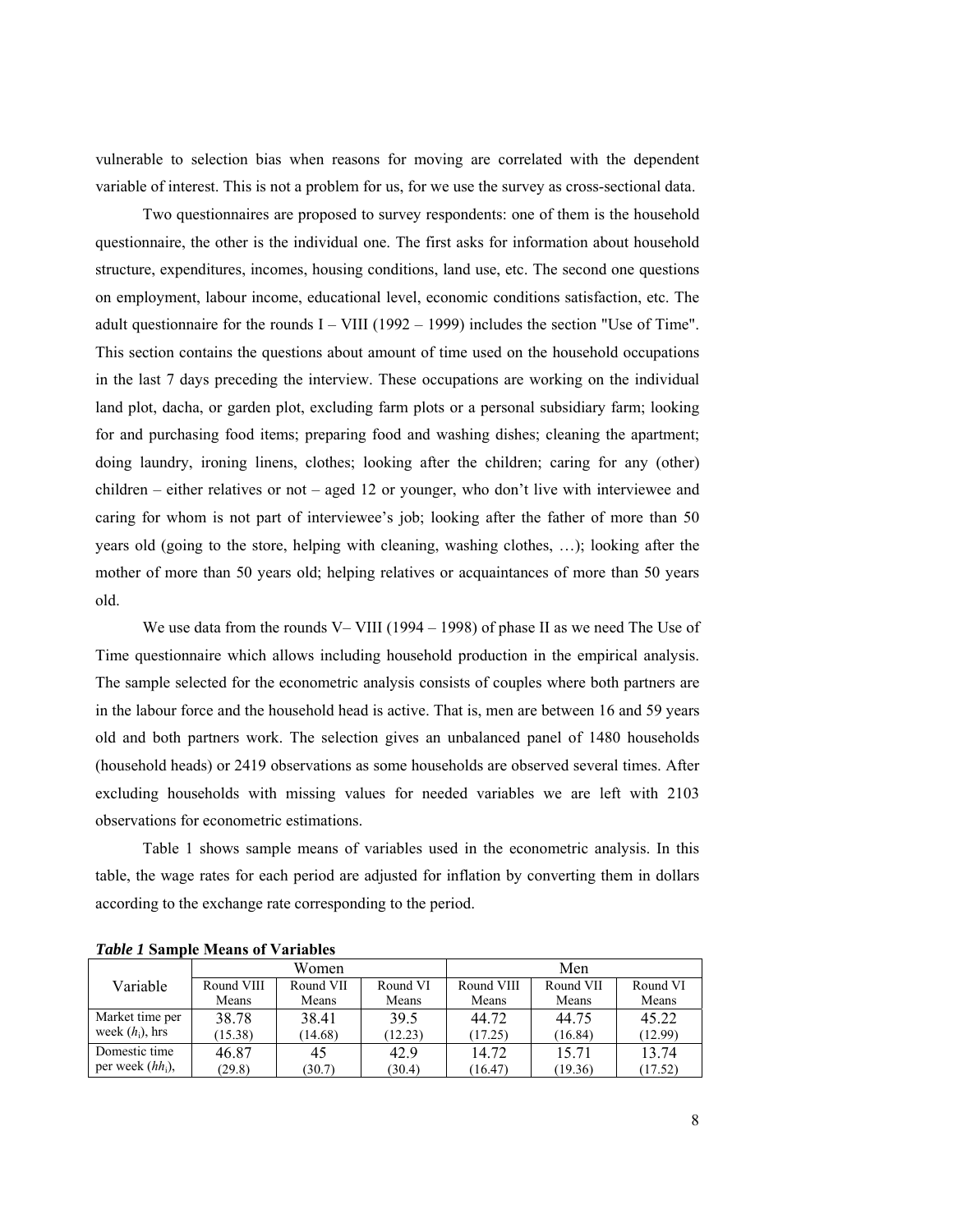vulnerable to selection bias when reasons for moving are correlated with the dependent variable of interest. This is not a problem for us, for we use the survey as cross-sectional data.

Two questionnaires are proposed to survey respondents: one of them is the household questionnaire, the other is the individual one. The first asks for information about household structure, expenditures, incomes, housing conditions, land use, etc. The second one questions on employment, labour income, educational level, economic conditions satisfaction, etc. The adult questionnaire for the rounds I – VIII (1992 – 1999) includes the section "Use of Time". This section contains the questions about amount of time used on the household occupations in the last 7 days preceding the interview. These occupations are working on the individual land plot, dacha, or garden plot, excluding farm plots or a personal subsidiary farm; looking for and purchasing food items; preparing food and washing dishes; cleaning the apartment; doing laundry, ironing linens, clothes; looking after the children; caring for any (other) children – either relatives or not – aged 12 or younger, who don't live with interviewee and caring for whom is not part of interviewee's job; looking after the father of more than 50 years old (going to the store, helping with cleaning, washing clothes, …); looking after the mother of more than 50 years old; helping relatives or acquaintances of more than 50 years old.

We use data from the rounds V– VIII (1994 – 1998) of phase II as we need The Use of Time questionnaire which allows including household production in the empirical analysis. The sample selected for the econometric analysis consists of couples where both partners are in the labour force and the household head is active. That is, men are between 16 and 59 years old and both partners work. The selection gives an unbalanced panel of 1480 households (household heads) or 2419 observations as some households are observed several times. After excluding households with missing values for needed variables we are left with 2103 observations for econometric estimations.

Table 1 shows sample means of variables used in the econometric analysis. In this table, the wage rates for each period are adjusted for inflation by converting them in dollars according to the exchange rate corresponding to the period.

***Table 1* Sample Means of Variables**

| Variable | Women | | | Men | | |
|---|---|---|---|---|---|---|
| | Round VIII Means | Round VII Means | Round VI Means | Round VIII Means | Round VII Means | Round VI Means |
| Market time per week ($h_i$), hrs | 38.78 (15.38) | 38.41 (14.68) | 39.5 (12.23) | 44.72 (17.25) | 44.75 (16.84) | 45.22 (12.99) |
| Domestic time per week ($hh_i$), | 46.87 (29.8) | 45 (30.7) | 42.9 (30.4) | 14.72 (16.47) | 15.71 (19.36) | 13.74 (17.52) |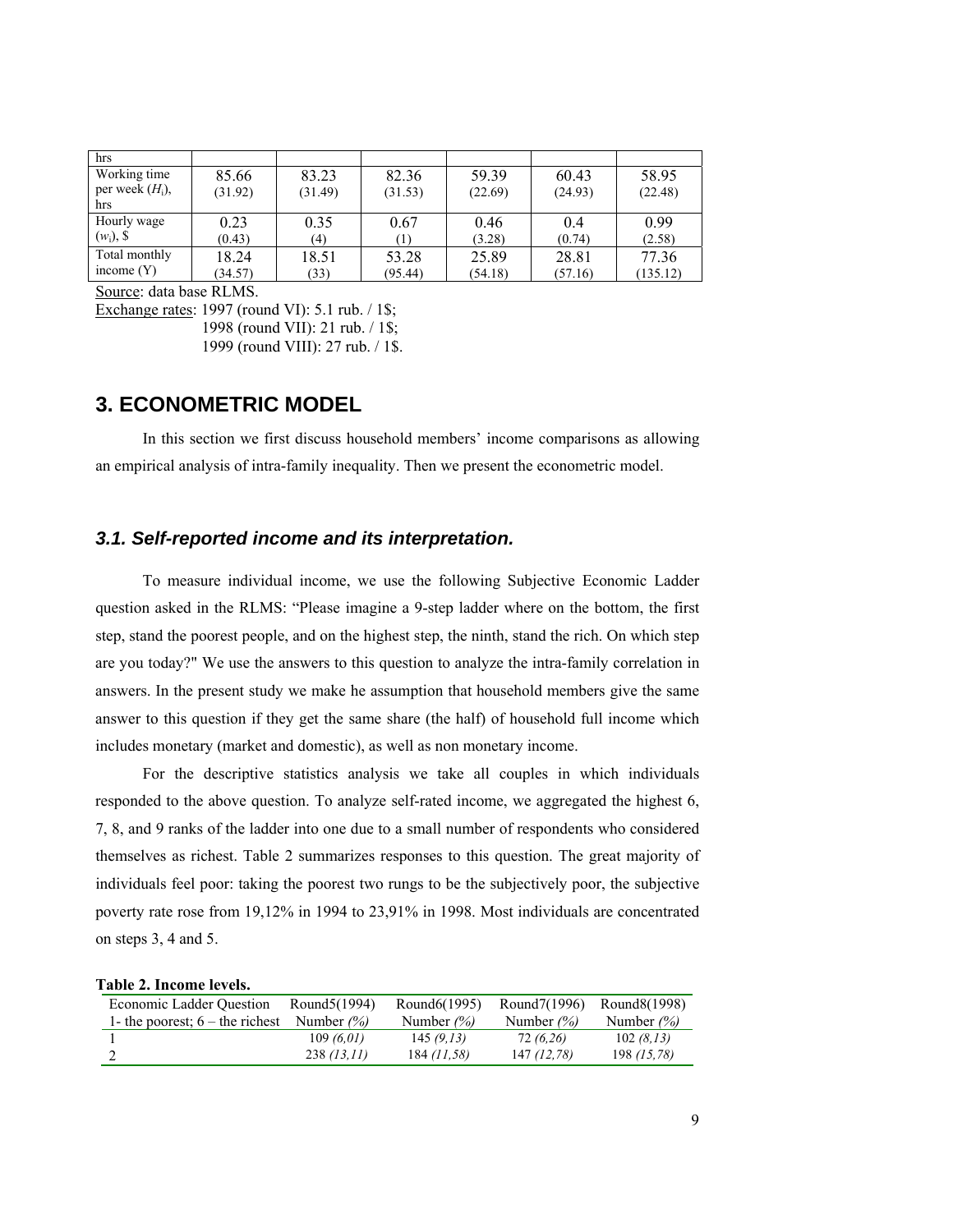| hrs | | | | | | |
|---|---|---|---|---|---|---|
| Working time per week ($H_i$), hrs | 85.66 (31.92) | 83.23 (31.49) | 82.36 (31.53) | 59.39 (22.69) | 60.43 (24.93) | 58.95 (22.48) |
| Hourly wage ($w_i$), \$ | 0.23 (0.43) | 0.35 (4) | 0.67 (1) | 0.46 (3.28) | 0.4 (0.74) | 0.99 (2.58) |
| Total monthly income (Y) | 18.24 (34.57) | 18.51 (33) | 53.28 (95.44) | 25.89 (54.18) | 28.81 (57.16) | 77.36 (135.12) |

Source: data base RLMS.

Exchange rates: 1997 (round VI): 5.1 rub. / 1\$;
1998 (round VII): 21 rub. / 1\$;
1999 (round VIII): 27 rub. / 1\$.

## 3. ECONOMETRIC MODEL

In this section we first discuss household members' income comparisons as allowing an empirical analysis of intra-family inequality. Then we present the econometric model.

### *3.1. Self-reported income and its interpretation.*

To measure individual income, we use the following Subjective Economic Ladder question asked in the RLMS: "Please imagine a 9-step ladder where on the bottom, the first step, stand the poorest people, and on the highest step, the ninth, stand the rich. On which step are you today?" We use the answers to this question to analyze the intra-family correlation in answers. In the present study we make he assumption that household members give the same answer to this question if they get the same share (the half) of household full income which includes monetary (market and domestic), as well as non monetary income.

For the descriptive statistics analysis we take all couples in which individuals responded to the above question. To analyze self-rated income, we aggregated the highest 6, 7, 8, and 9 ranks of the ladder into one due to a small number of respondents who considered themselves as richest. Table 2 summarizes responses to this question. The great majority of individuals feel poor: taking the poorest two rungs to be the subjectively poor, the subjective poverty rate rose from 19,12% in 1994 to 23,91% in 1998. Most individuals are concentrated on steps 3, 4 and 5.

**Table 2. Income levels.**

| Economic Ladder Question | Round5(1994) | Round6(1995) | Round7(1996) | Round8(1998) |
|---|---|---|---|---|
| 1- the poorest; 6 – the richest | Number *(%)* | Number *(%)* | Number *(%)* | Number *(%)* |
| 1 | 109 *(6,01)* | 145 *(9,13)* | 72 *(6,26)* | 102 *(8,13)* |
| 2 | 238 *(13,11)* | 184 *(11,58)* | 147 *(12,78)* | 198 *(15,78)* |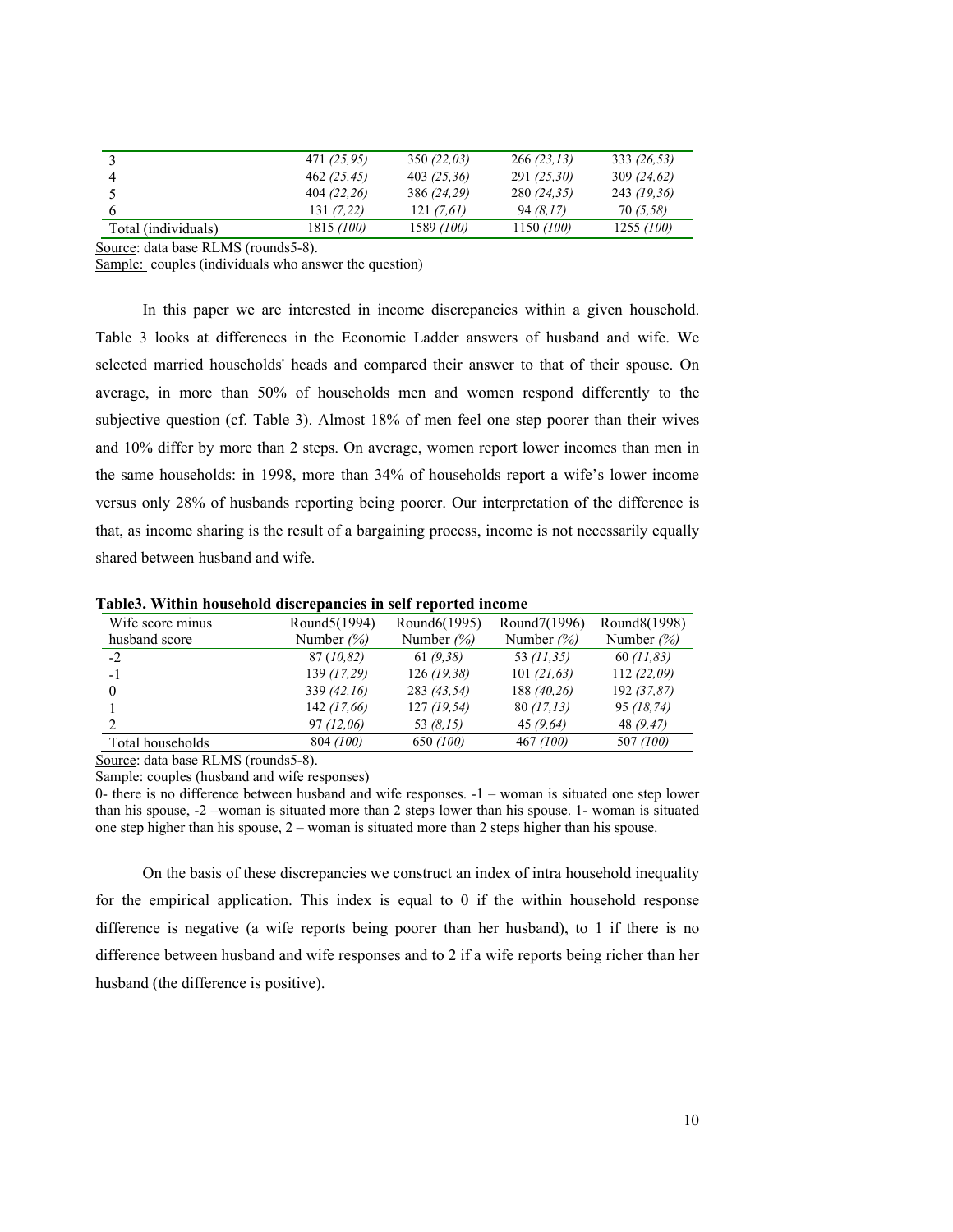| | | | | |
|---|---|---|---|---|
| 3 | 471 *(25,95)* | 350 *(22,03)* | 266 *(23,13)* | 333 *(26,53)* |
| 4 | 462 *(25,45)* | 403 *(25,36)* | 291 *(25,30)* | 309 *(24,62)* |
| 5 | 404 *(22,26)* | 386 *(24,29)* | 280 *(24,35)* | 243 *(19,36)* |
| 6 | 131 *(7,22)* | 121 *(7,61)* | 94 *(8,17)* | 70 *(5,58)* |
| Total (individuals) | 1815 *(100)* | 1589 *(100)* | 1150 *(100)* | 1255 *(100)* |

Source: data base RLMS (rounds5-8).
Sample: couples (individuals who answer the question)

In this paper we are interested in income discrepancies within a given household. Table 3 looks at differences in the Economic Ladder answers of husband and wife. We selected married households' heads and compared their answer to that of their spouse. On average, in more than 50% of households men and women respond differently to the subjective question (cf. Table 3). Almost 18% of men feel one step poorer than their wives and 10% differ by more than 2 steps. On average, women report lower incomes than men in the same households: in 1998, more than 34% of households report a wife's lower income versus only 28% of husbands reporting being poorer. Our interpretation of the difference is that, as income sharing is the result of a bargaining process, income is not necessarily equally shared between husband and wife.

**Table3. Within household discrepancies in self reported income**

| Wife score minus husband score | Round5(1994) Number *(%)* | Round6(1995) Number *(%)* | Round7(1996) Number *(%)* | Round8(1998) Number *(%)* |
|---|---|---|---|---|
| -2 | 87 *(10,82)* | 61 *(9,38)* | 53 *(11,35)* | 60 *(11,83)* |
| -1 | 139 *(17,29)* | 126 *(19,38)* | 101 *(21,63)* | 112 *(22,09)* |
| 0 | 339 *(42,16)* | 283 *(43,54)* | 188 *(40,26)* | 192 *(37,87)* |
| 1 | 142 *(17,66)* | 127 *(19,54)* | 80 *(17,13)* | 95 *(18,74)* |
| 2 | 97 *(12,06)* | 53 *(8,15)* | 45 *(9,64)* | 48 *(9,47)* |
| Total households | 804 *(100)* | 650 *(100)* | 467 *(100)* | 507 *(100)* |

Source: data base RLMS (rounds5-8).
Sample: couples (husband and wife responses)
0- there is no difference between husband and wife responses. -1 – woman is situated one step lower than his spouse, -2 –woman is situated more than 2 steps lower than his spouse. 1- woman is situated one step higher than his spouse, 2 – woman is situated more than 2 steps higher than his spouse.

On the basis of these discrepancies we construct an index of intra household inequality for the empirical application. This index is equal to 0 if the within household response difference is negative (a wife reports being poorer than her husband), to 1 if there is no difference between husband and wife responses and to 2 if a wife reports being richer than her husband (the difference is positive).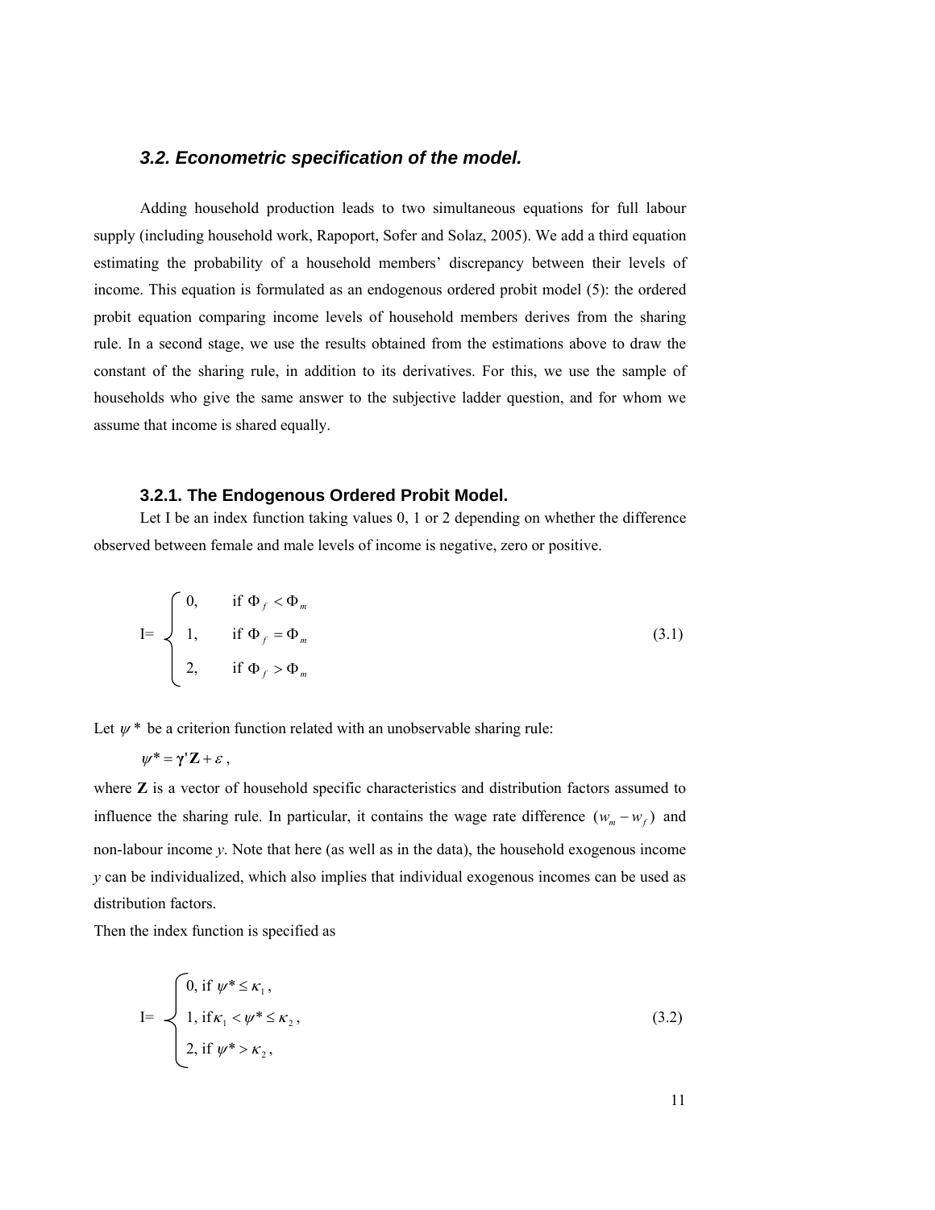### *3.2. Econometric specification of the model.*

Adding household production leads to two simultaneous equations for full labour supply (including household work, Rapoport, Sofer and Solaz, 2005). We add a third equation estimating the probability of a household members' discrepancy between their levels of income. This equation is formulated as an endogenous ordered probit model (5): the ordered probit equation comparing income levels of household members derives from the sharing rule. In a second stage, we use the results obtained from the estimations above to draw the constant of the sharing rule, in addition to its derivatives. For this, we use the sample of households who give the same answer to the subjective ladder question, and for whom we assume that income is shared equally.

#### 3.2.1. The Endogenous Ordered Probit Model.

Let I be an index function taking values 0, 1 or 2 depending on whether the difference observed between female and male levels of income is negative, zero or positive.

$$I = \begin{cases} 0, & \text{if } \Phi_f < \Phi_m \\ 1, & \text{if } \Phi_f = \Phi_m \\ 2, & \text{if } \Phi_f > \Phi_m \end{cases} \tag{3.1}$$

Let $\psi^*$ be a criterion function related with an unobservable sharing rule:

$$\psi^* = \boldsymbol{\gamma}'\mathbf{Z} + \varepsilon ,$$

where $\mathbf{Z}$ is a vector of household specific characteristics and distribution factors assumed to influence the sharing rule. In particular, it contains the wage rate difference $(w_m - w_f)$ and non-labour income $y$. Note that here (as well as in the data), the household exogenous income $y$ can be individualized, which also implies that individual exogenous incomes can be used as distribution factors.

Then the index function is specified as

$$I = \begin{cases} 0, \text{ if } \psi^* \leq \kappa_1 , \\ 1, \text{ if } \kappa_1 < \psi^* \leq \kappa_2 , \\ 2, \text{ if } \psi^* > \kappa_2 , \end{cases} \tag{3.2}$$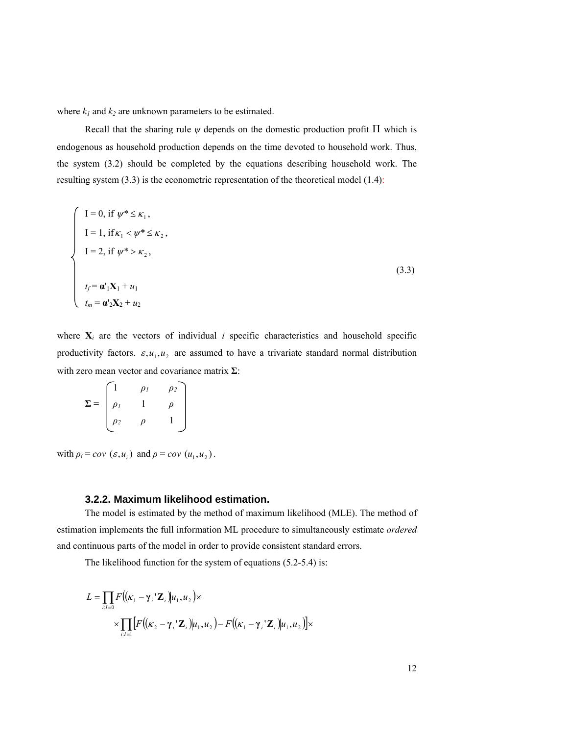where $k_1$ and $k_2$ are unknown parameters to be estimated.

Recall that the sharing rule $\psi$ depends on the domestic production profit $\Pi$ which is endogenous as household production depends on the time devoted to household work. Thus, the system (3.2) should be completed by the equations describing household work. The resulting system (3.3) is the econometric representation of the theoretical model (1.4):

$$
\begin{cases}
\text{I} = 0, \text{ if } \psi^* \leq \kappa_1, \\
\text{I} = 1, \text{ if } \kappa_1 < \psi^* \leq \kappa_2, \\
\text{I} = 2, \text{ if } \psi^* > \kappa_2, \\
\\
t_f = \boldsymbol{\alpha}'_1 \mathbf{X}_1 + u_1 \\
t_m = \boldsymbol{\alpha}'_2 \mathbf{X}_2 + u_2
\end{cases}
\tag{3.3}
$$

where $\mathbf{X}_i$ are the vectors of individual $i$ specific characteristics and household specific productivity factors. $\varepsilon, u_1, u_2$ are assumed to have a trivariate standard normal distribution with zero mean vector and covariance matrix $\mathbf{\Sigma}$:

$$
\mathbf{\Sigma} = \begin{pmatrix} 1 & \rho_1 & \rho_2 \\ \rho_1 & 1 & \rho \\ \rho_2 & \rho & 1 \end{pmatrix}
$$

with $\rho_i = cov\ (\varepsilon, u_i)$ and $\rho = cov\ (u_1, u_2)$.

### 3.2.2. Maximum likelihood estimation.

The model is estimated by the method of maximum likelihood (MLE). The method of estimation implements the full information ML procedure to simultaneously estimate *ordered* and continuous parts of the model in order to provide consistent standard errors.

The likelihood function for the system of equations (5.2-5.4) is:

$$
L = \prod_{i:I=0} F\left((\kappa_1 - \boldsymbol{\gamma}_i{}'\mathbf{Z}_i)\middle| u_1, u_2\right) \times
$$

$$
\times \prod_{i:I=1} \left[F\left((\kappa_2 - \boldsymbol{\gamma}_i{}'\mathbf{Z}_i)\middle| u_1, u_2\right) - F\left((\kappa_1 - \boldsymbol{\gamma}_i{}'\mathbf{Z}_i)\middle| u_1, u_2\right)\right] \times
$$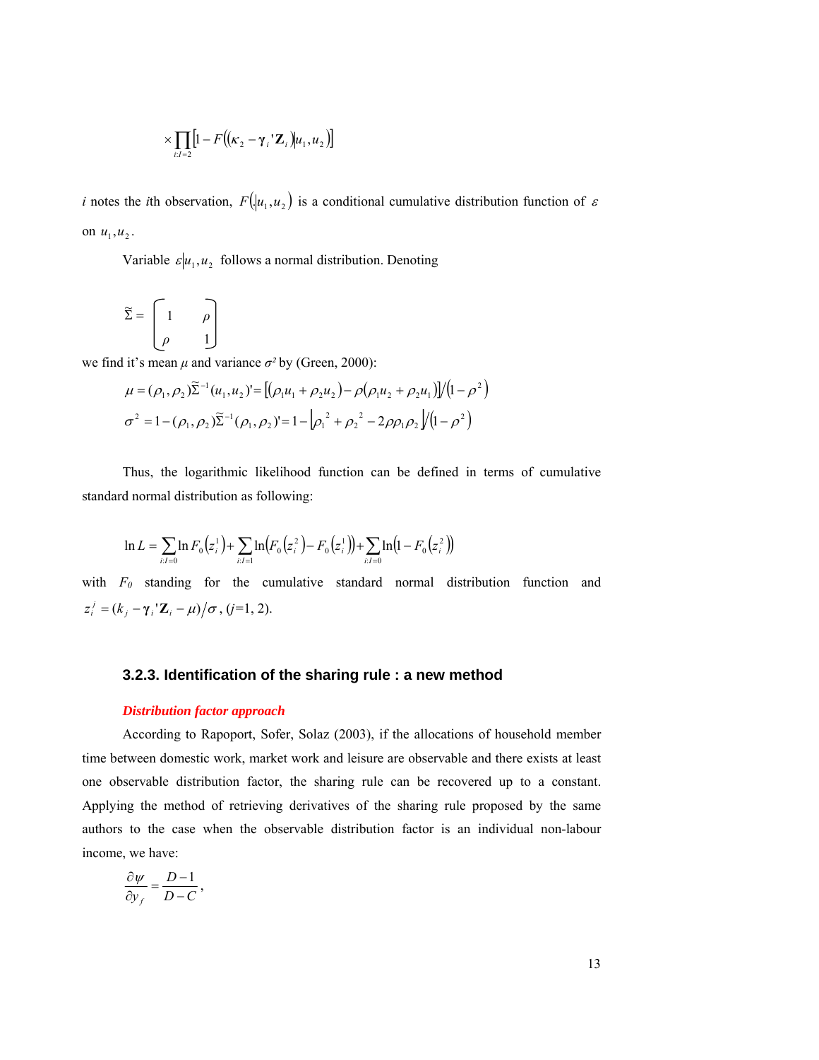$$\times \prod_{i:I=2} \left[1 - F\left(\left(\kappa_2 - \boldsymbol{\gamma}_i{}'\mathbf{Z}_i\right) \middle| u_1, u_2\right)\right]$$

$i$ notes the $i$th observation, $F\left(.\middle| u_1, u_2\right)$ is a conditional cumulative distribution function of $\varepsilon$ on $u_1, u_2$.

Variable $\varepsilon | u_1, u_2$ follows a normal distribution. Denoting

$$\widetilde{\Sigma} = \begin{bmatrix} 1 & \rho \\ \rho & 1 \end{bmatrix}$$

we find it's mean $\mu$ and variance $\sigma^2$ by (Green, 2000):

$$\mu = (\rho_1, \rho_2)\widetilde{\Sigma}^{-1}(u_1, u_2)' = \left[\left(\rho_1 u_1 + \rho_2 u_2\right) - \rho\left(\rho_1 u_2 + \rho_2 u_1\right)\right] / \left(1 - \rho^2\right)$$

$$\sigma^2 = 1 - (\rho_1, \rho_2)\widetilde{\Sigma}^{-1}(\rho_1, \rho_2)' = 1 - \left[\rho_1^{\ 2} + \rho_2^{\ 2} - 2\rho\rho_1\rho_2\right] / \left(1 - \rho^2\right)$$

Thus, the logarithmic likelihood function can be defined in terms of cumulative standard normal distribution as following:

$$\ln L = \sum_{i:I=0} \ln F_0\left(z_i^1\right) + \sum_{i:I=1} \ln\left(F_0\left(z_i^2\right) - F_0\left(z_i^1\right)\right) + \sum_{i:I=0} \ln\left(1 - F_0\left(z_i^2\right)\right)$$

with $F_0$ standing for the cumulative standard normal distribution function and $z_i^j = (k_j - \boldsymbol{\gamma}_i{}'\mathbf{Z}_i - \mu)/\sigma$, ($j$=1, 2).

### 3.2.3. Identification of the sharing rule : a new method

***Distribution factor approach***

According to Rapoport, Sofer, Solaz (2003), if the allocations of household member time between domestic work, market work and leisure are observable and there exists at least one observable distribution factor, the sharing rule can be recovered up to a constant. Applying the method of retrieving derivatives of the sharing rule proposed by the same authors to the case when the observable distribution factor is an individual non-labour income, we have:

$$\frac{\partial \psi}{\partial y_f} = \frac{D - 1}{D - C},$$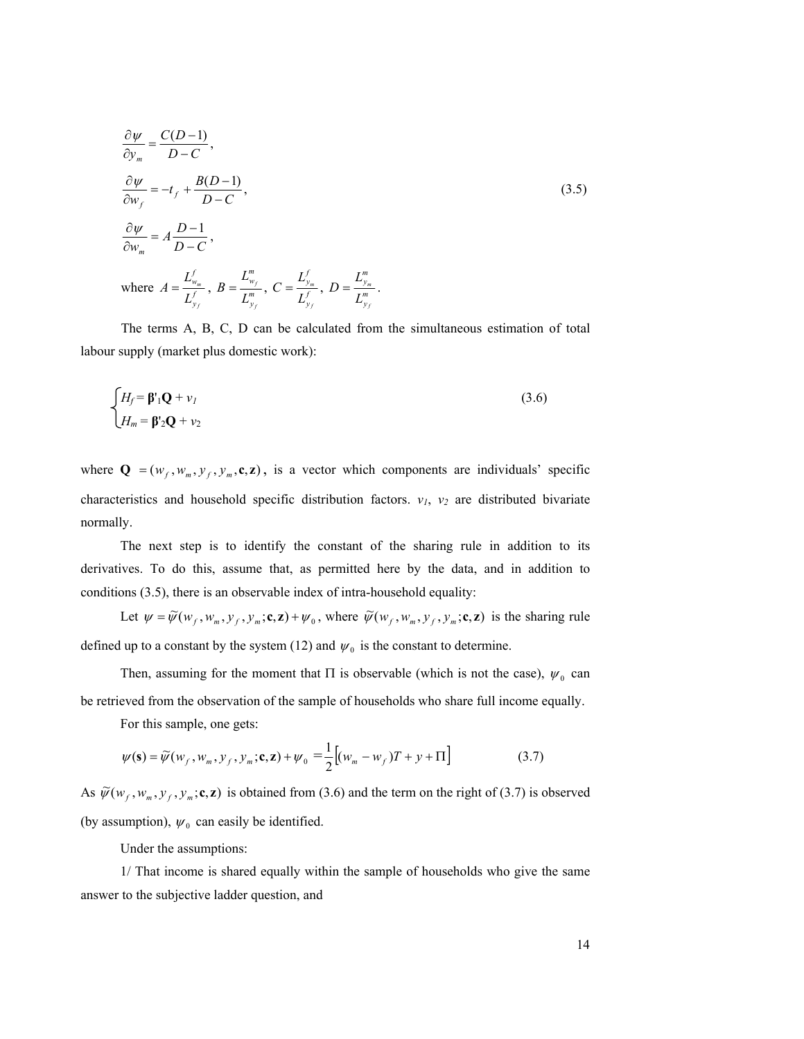$$\frac{\partial \psi}{\partial y_m} = \frac{C(D-1)}{D-C},$$

$$\frac{\partial \psi}{\partial w_f} = -t_f + \frac{B(D-1)}{D-C}, \tag{3.5}$$

$$\frac{\partial \psi}{\partial w_m} = A\frac{D-1}{D-C},$$

where $A = \frac{L^f_{w_m}}{L^f_{y_f}}$, $B = \frac{L^m_{w_f}}{L^m_{y_f}}$, $C = \frac{L^f_{y_m}}{L^f_{y_f}}$, $D = \frac{L^m_{y_m}}{L^m_{y_f}}$.

The terms A, B, C, D can be calculated from the simultaneous estimation of total labour supply (market plus domestic work):

$$\begin{cases} H_f = \boldsymbol{\beta}'_1\mathbf{Q} + v_1 \\ H_m = \boldsymbol{\beta}'_2\mathbf{Q} + v_2 \end{cases} \tag{3.6}$$

where $\mathbf{Q} = (w_f, w_m, y_f, y_m, \mathbf{c}, \mathbf{z})$, is a vector which components are individuals' specific characteristics and household specific distribution factors. $v_1$, $v_2$ are distributed bivariate normally.

The next step is to identify the constant of the sharing rule in addition to its derivatives. To do this, assume that, as permitted here by the data, and in addition to conditions (3.5), there is an observable index of intra-household equality:

Let $\psi = \tilde{\psi}(w_f, w_m, y_f, y_m; \mathbf{c}, \mathbf{z}) + \psi_0$, where $\tilde{\psi}(w_f, w_m, y_f, y_m; \mathbf{c}, \mathbf{z})$ is the sharing rule defined up to a constant by the system (12) and $\psi_0$ is the constant to determine.

Then, assuming for the moment that $\Pi$ is observable (which is not the case), $\psi_0$ can be retrieved from the observation of the sample of households who share full income equally.

For this sample, one gets:

$$\psi(\mathbf{s}) = \tilde{\psi}(w_f, w_m, y_f, y_m; \mathbf{c}, \mathbf{z}) + \psi_0 = \frac{1}{2}\left[(w_m - w_f)T + y + \Pi\right] \tag{3.7}$$

As $\tilde{\psi}(w_f, w_m, y_f, y_m; \mathbf{c}, \mathbf{z})$ is obtained from (3.6) and the term on the right of (3.7) is observed (by assumption), $\psi_0$ can easily be identified.

Under the assumptions:

1/ That income is shared equally within the sample of households who give the same answer to the subjective ladder question, and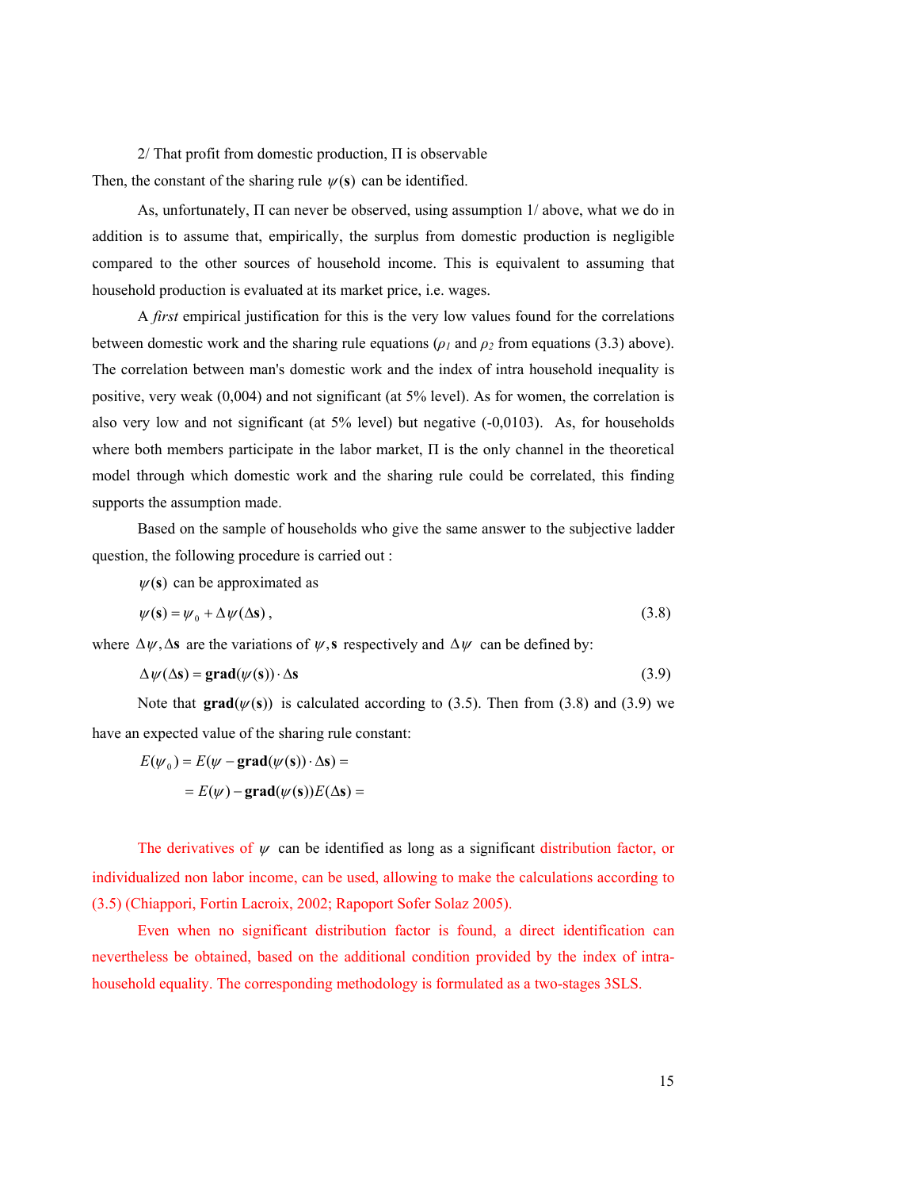2/ That profit from domestic production, Π is observable

Then, the constant of the sharing rule $\psi(\mathbf{s})$ can be identified.

As, unfortunately, Π can never be observed, using assumption 1/ above, what we do in addition is to assume that, empirically, the surplus from domestic production is negligible compared to the other sources of household income. This is equivalent to assuming that household production is evaluated at its market price, i.e. wages.

A *first* empirical justification for this is the very low values found for the correlations between domestic work and the sharing rule equations ($\rho_1$ and $\rho_2$ from equations (3.3) above). The correlation between man's domestic work and the index of intra household inequality is positive, very weak (0,004) and not significant (at 5% level). As for women, the correlation is also very low and not significant (at 5% level) but negative (-0,0103). As, for households where both members participate in the labor market, Π is the only channel in the theoretical model through which domestic work and the sharing rule could be correlated, this finding supports the assumption made.

Based on the sample of households who give the same answer to the subjective ladder question, the following procedure is carried out :

$\psi(\mathbf{s})$ can be approximated as

$$\psi(\mathbf{s}) = \psi_0 + \Delta\psi(\Delta\mathbf{s}), \tag{3.8}$$

where $\Delta\psi, \Delta\mathbf{s}$ are the variations of $\psi, \mathbf{s}$ respectively and $\Delta\psi$ can be defined by:

$$\Delta\psi(\Delta\mathbf{s}) = \mathbf{grad}(\psi(\mathbf{s}))\cdot\Delta\mathbf{s} \tag{3.9}$$

Note that $\mathbf{grad}(\psi(\mathbf{s}))$ is calculated according to (3.5). Then from (3.8) and (3.9) we have an expected value of the sharing rule constant:

$$E(\psi_0) = E(\psi - \mathbf{grad}(\psi(\mathbf{s}))\cdot\Delta\mathbf{s}) =$$

$$= E(\psi) - \mathbf{grad}(\psi(\mathbf{s}))E(\Delta\mathbf{s}) =$$

The derivatives of $\psi$ can be identified as long as a significant distribution factor, or individualized non labor income, can be used, allowing to make the calculations according to (3.5) (Chiappori, Fortin Lacroix, 2002; Rapoport Sofer Solaz 2005).

Even when no significant distribution factor is found, a direct identification can nevertheless be obtained, based on the additional condition provided by the index of intra-household equality. The corresponding methodology is formulated as a two-stages 3SLS.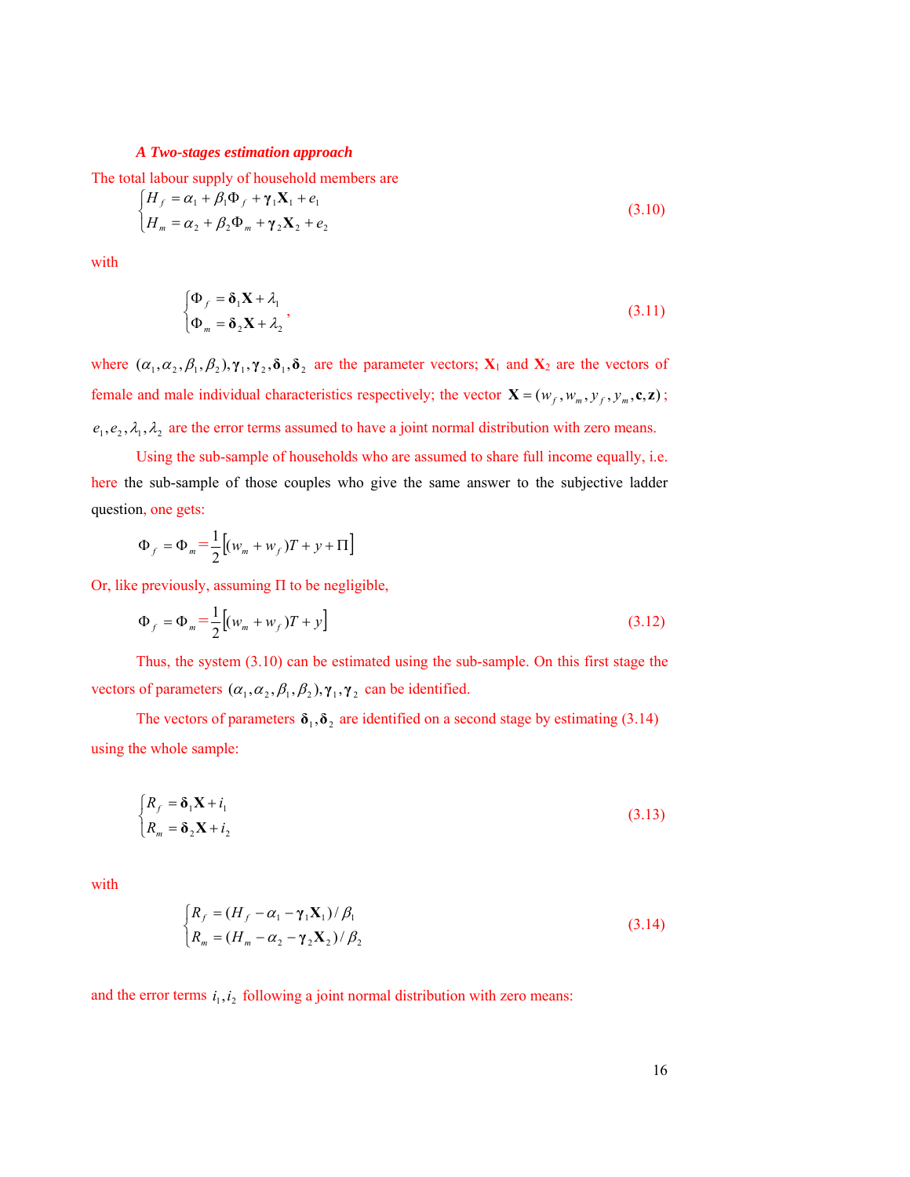### *A Two-stages estimation approach*

The total labour supply of household members are

$$\begin{cases} H_f = \alpha_1 + \beta_1 \Phi_f + \boldsymbol{\gamma}_1 \mathbf{X}_1 + e_1 \\ H_m = \alpha_2 + \beta_2 \Phi_m + \boldsymbol{\gamma}_2 \mathbf{X}_2 + e_2 \end{cases} \tag{3.10}$$

with

$$\begin{cases} \Phi_f = \boldsymbol{\delta}_1 \mathbf{X} + \lambda_1 \\ \Phi_m = \boldsymbol{\delta}_2 \mathbf{X} + \lambda_2 \end{cases}, \tag{3.11}$$

where $(\alpha_1, \alpha_2, \beta_1, \beta_2), \boldsymbol{\gamma}_1, \boldsymbol{\gamma}_2, \boldsymbol{\delta}_1, \boldsymbol{\delta}_2$ are the parameter vectors; $\mathbf{X}_1$ and $\mathbf{X}_2$ are the vectors of female and male individual characteristics respectively; the vector $\mathbf{X} = (w_f, w_m, y_f, y_m, \mathbf{c}, \mathbf{z})$; $e_1, e_2, \lambda_1, \lambda_2$ are the error terms assumed to have a joint normal distribution with zero means.

Using the sub-sample of households who are assumed to share full income equally, i.e. here the sub-sample of those couples who give the same answer to the subjective ladder question, one gets:

$$\Phi_f = \Phi_m = \frac{1}{2}\left[(w_m + w_f)T + y + \Pi\right]$$

Or, like previously, assuming Π to be negligible,

$$\Phi_f = \Phi_m = \frac{1}{2}\left[(w_m + w_f)T + y\right] \tag{3.12}$$

Thus, the system (3.10) can be estimated using the sub-sample. On this first stage the vectors of parameters $(\alpha_1, \alpha_2, \beta_1, \beta_2), \boldsymbol{\gamma}_1, \boldsymbol{\gamma}_2$ can be identified.

The vectors of parameters $\boldsymbol{\delta}_1, \boldsymbol{\delta}_2$ are identified on a second stage by estimating (3.14) using the whole sample:

$$\begin{cases} R_f = \boldsymbol{\delta}_1 \mathbf{X} + i_1 \\ R_m = \boldsymbol{\delta}_2 \mathbf{X} + i_2 \end{cases} \tag{3.13}$$

with

$$\begin{cases} R_f = (H_f - \alpha_1 - \boldsymbol{\gamma}_1 \mathbf{X}_1) / \beta_1 \\ R_m = (H_m - \alpha_2 - \boldsymbol{\gamma}_2 \mathbf{X}_2) / \beta_2 \end{cases} \tag{3.14}$$

and the error terms $i_1, i_2$ following a joint normal distribution with zero means: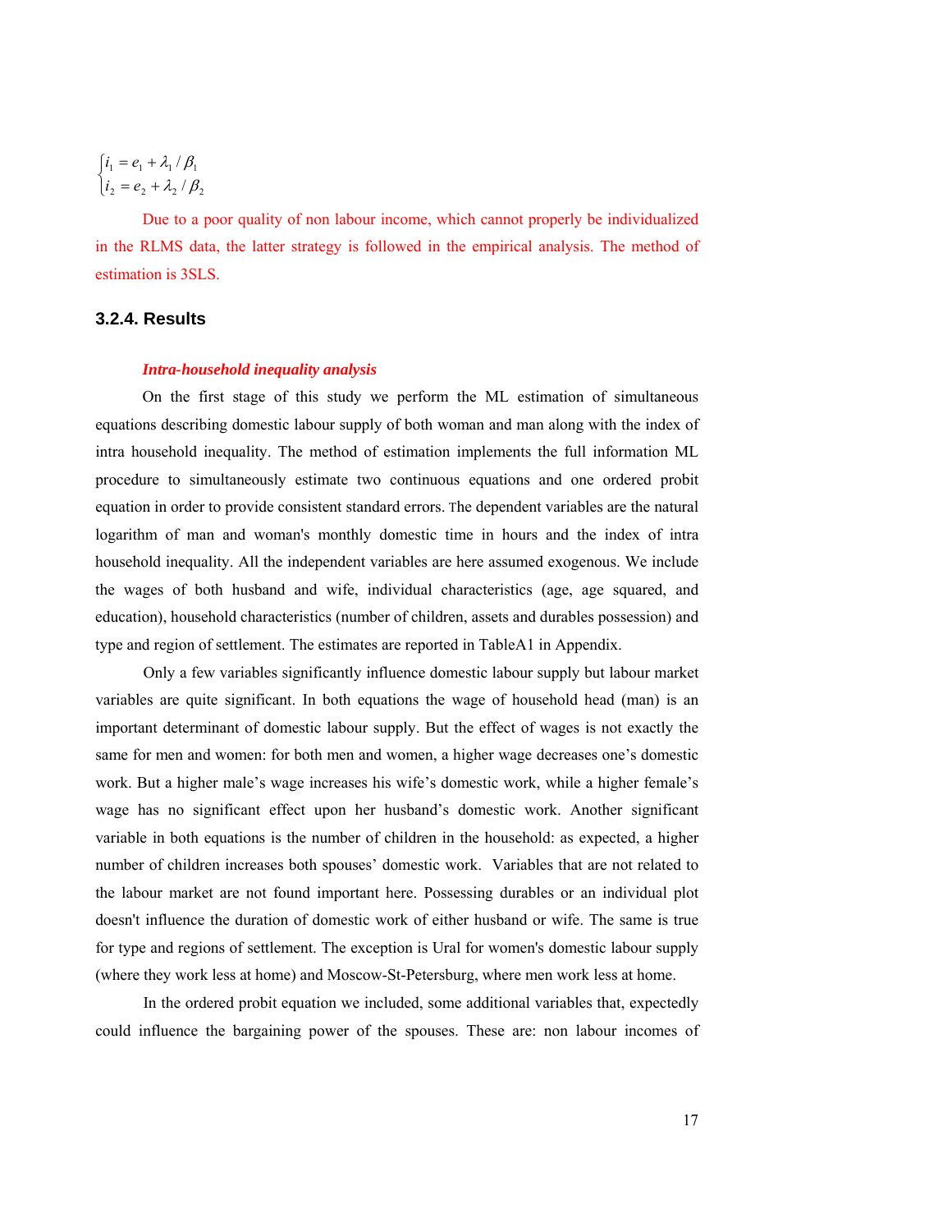$$\begin{cases} i_1 = e_1 + \lambda_1 / \beta_1 \\ i_2 = e_2 + \lambda_2 / \beta_2 \end{cases}$$

Due to a poor quality of non labour income, which cannot properly be individualized in the RLMS data, the latter strategy is followed in the empirical analysis. The method of estimation is 3SLS.

### 3.2.4. Results

***Intra-household inequality analysis***

On the first stage of this study we perform the ML estimation of simultaneous equations describing domestic labour supply of both woman and man along with the index of intra household inequality. The method of estimation implements the full information ML procedure to simultaneously estimate two continuous equations and one ordered probit equation in order to provide consistent standard errors. The dependent variables are the natural logarithm of man and woman's monthly domestic time in hours and the index of intra household inequality. All the independent variables are here assumed exogenous. We include the wages of both husband and wife, individual characteristics (age, age squared, and education), household characteristics (number of children, assets and durables possession) and type and region of settlement. The estimates are reported in TableA1 in Appendix.

Only a few variables significantly influence domestic labour supply but labour market variables are quite significant. In both equations the wage of household head (man) is an important determinant of domestic labour supply. But the effect of wages is not exactly the same for men and women: for both men and women, a higher wage decreases one's domestic work. But a higher male's wage increases his wife's domestic work, while a higher female's wage has no significant effect upon her husband's domestic work. Another significant variable in both equations is the number of children in the household: as expected, a higher number of children increases both spouses' domestic work. Variables that are not related to the labour market are not found important here. Possessing durables or an individual plot doesn't influence the duration of domestic work of either husband or wife. The same is true for type and regions of settlement. The exception is Ural for women's domestic labour supply (where they work less at home) and Moscow-St-Petersburg, where men work less at home.

In the ordered probit equation we included, some additional variables that, expectedly could influence the bargaining power of the spouses. These are: non labour incomes of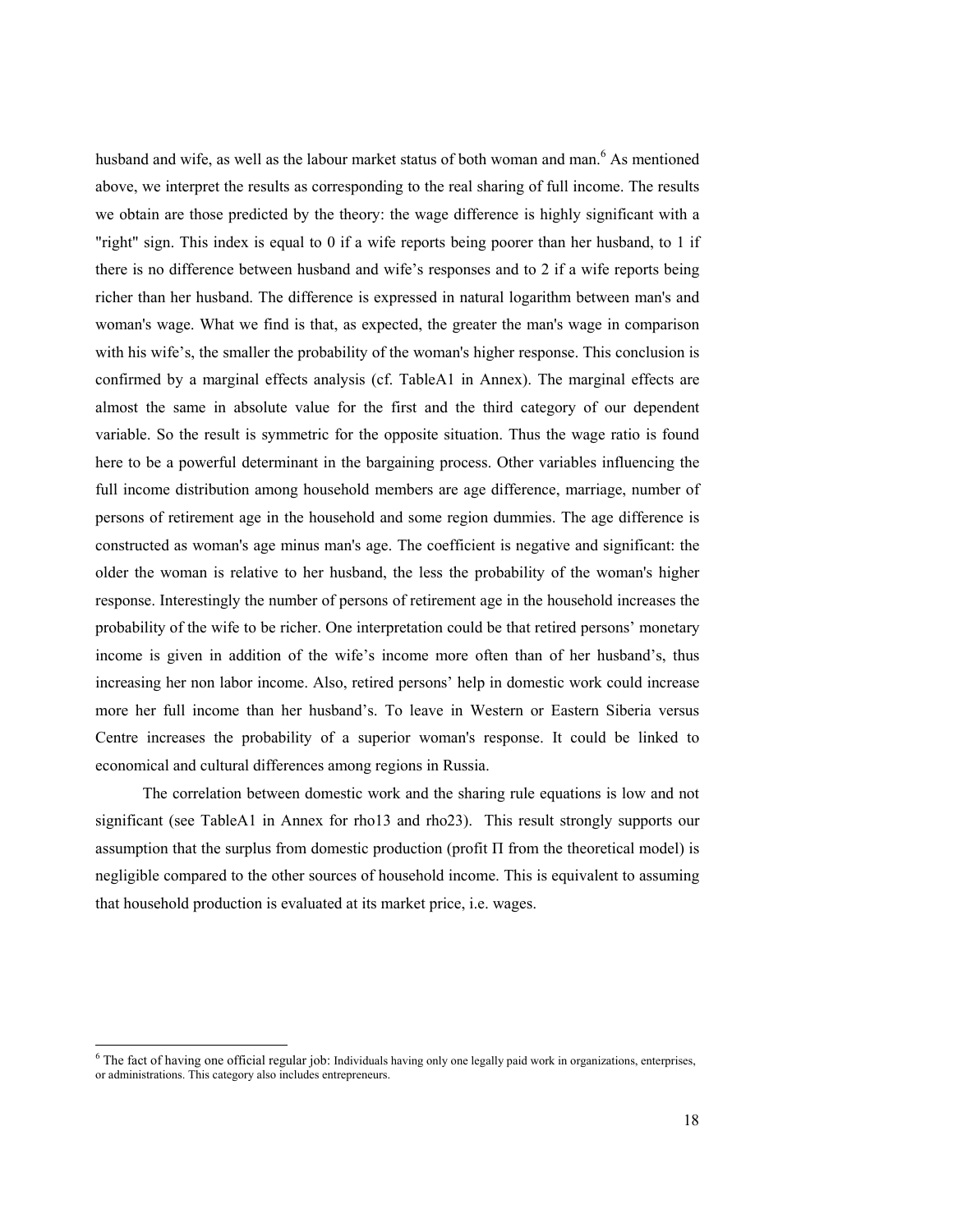husband and wife, as well as the labour market status of both woman and man.[6] As mentioned above, we interpret the results as corresponding to the real sharing of full income. The results we obtain are those predicted by the theory: the wage difference is highly significant with a "right" sign. This index is equal to 0 if a wife reports being poorer than her husband, to 1 if there is no difference between husband and wife's responses and to 2 if a wife reports being richer than her husband. The difference is expressed in natural logarithm between man's and woman's wage. What we find is that, as expected, the greater the man's wage in comparison with his wife's, the smaller the probability of the woman's higher response. This conclusion is confirmed by a marginal effects analysis (cf. TableA1 in Annex). The marginal effects are almost the same in absolute value for the first and the third category of our dependent variable. So the result is symmetric for the opposite situation. Thus the wage ratio is found here to be a powerful determinant in the bargaining process. Other variables influencing the full income distribution among household members are age difference, marriage, number of persons of retirement age in the household and some region dummies. The age difference is constructed as woman's age minus man's age. The coefficient is negative and significant: the older the woman is relative to her husband, the less the probability of the woman's higher response. Interestingly the number of persons of retirement age in the household increases the probability of the wife to be richer. One interpretation could be that retired persons' monetary income is given in addition of the wife's income more often than of her husband's, thus increasing her non labor income. Also, retired persons' help in domestic work could increase more her full income than her husband's. To leave in Western or Eastern Siberia versus Centre increases the probability of a superior woman's response. It could be linked to economical and cultural differences among regions in Russia.

The correlation between domestic work and the sharing rule equations is low and not significant (see TableA1 in Annex for rho13 and rho23). This result strongly supports our assumption that the surplus from domestic production (profit Π from the theoretical model) is negligible compared to the other sources of household income. This is equivalent to assuming that household production is evaluated at its market price, i.e. wages.

[6] The fact of having one official regular job: Individuals having only one legally paid work in organizations, enterprises, or administrations. This category also includes entrepreneurs.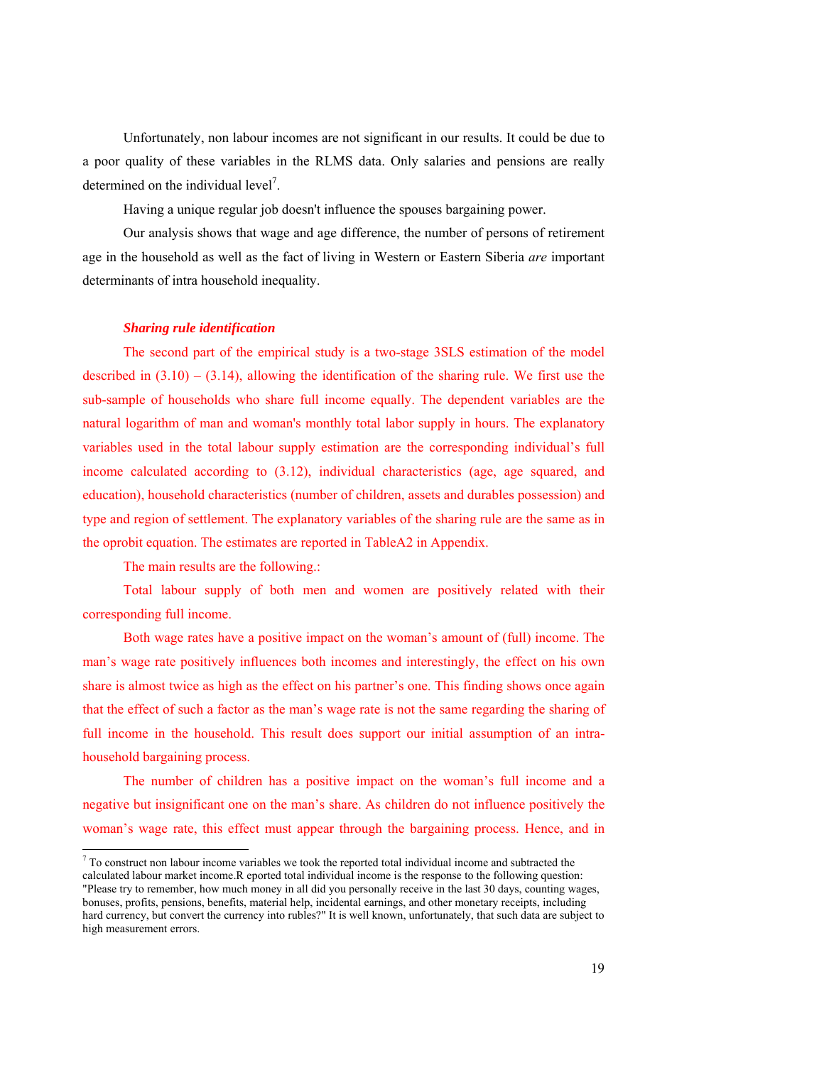Unfortunately, non labour incomes are not significant in our results. It could be due to a poor quality of these variables in the RLMS data. Only salaries and pensions are really determined on the individual level[7].

Having a unique regular job doesn't influence the spouses bargaining power.

Our analysis shows that wage and age difference, the number of persons of retirement age in the household as well as the fact of living in Western or Eastern Siberia *are* important determinants of intra household inequality.

***Sharing rule identification***

The second part of the empirical study is a two-stage 3SLS estimation of the model described in (3.10) – (3.14), allowing the identification of the sharing rule. We first use the sub-sample of households who share full income equally. The dependent variables are the natural logarithm of man and woman's monthly total labor supply in hours. The explanatory variables used in the total labour supply estimation are the corresponding individual's full income calculated according to (3.12), individual characteristics (age, age squared, and education), household characteristics (number of children, assets and durables possession) and type and region of settlement. The explanatory variables of the sharing rule are the same as in the oprobit equation. The estimates are reported in TableA2 in Appendix.

The main results are the following.:

Total labour supply of both men and women are positively related with their corresponding full income.

Both wage rates have a positive impact on the woman's amount of (full) income. The man's wage rate positively influences both incomes and interestingly, the effect on his own share is almost twice as high as the effect on his partner's one. This finding shows once again that the effect of such a factor as the man's wage rate is not the same regarding the sharing of full income in the household. This result does support our initial assumption of an intra-household bargaining process.

The number of children has a positive impact on the woman's full income and a negative but insignificant one on the man's share. As children do not influence positively the woman's wage rate, this effect must appear through the bargaining process. Hence, and in

[7] To construct non labour income variables we took the reported total individual income and subtracted the calculated labour market income.R eported total individual income is the response to the following question: "Please try to remember, how much money in all did you personally receive in the last 30 days, counting wages, bonuses, profits, pensions, benefits, material help, incidental earnings, and other monetary receipts, including hard currency, but convert the currency into rubles?" It is well known, unfortunately, that such data are subject to high measurement errors.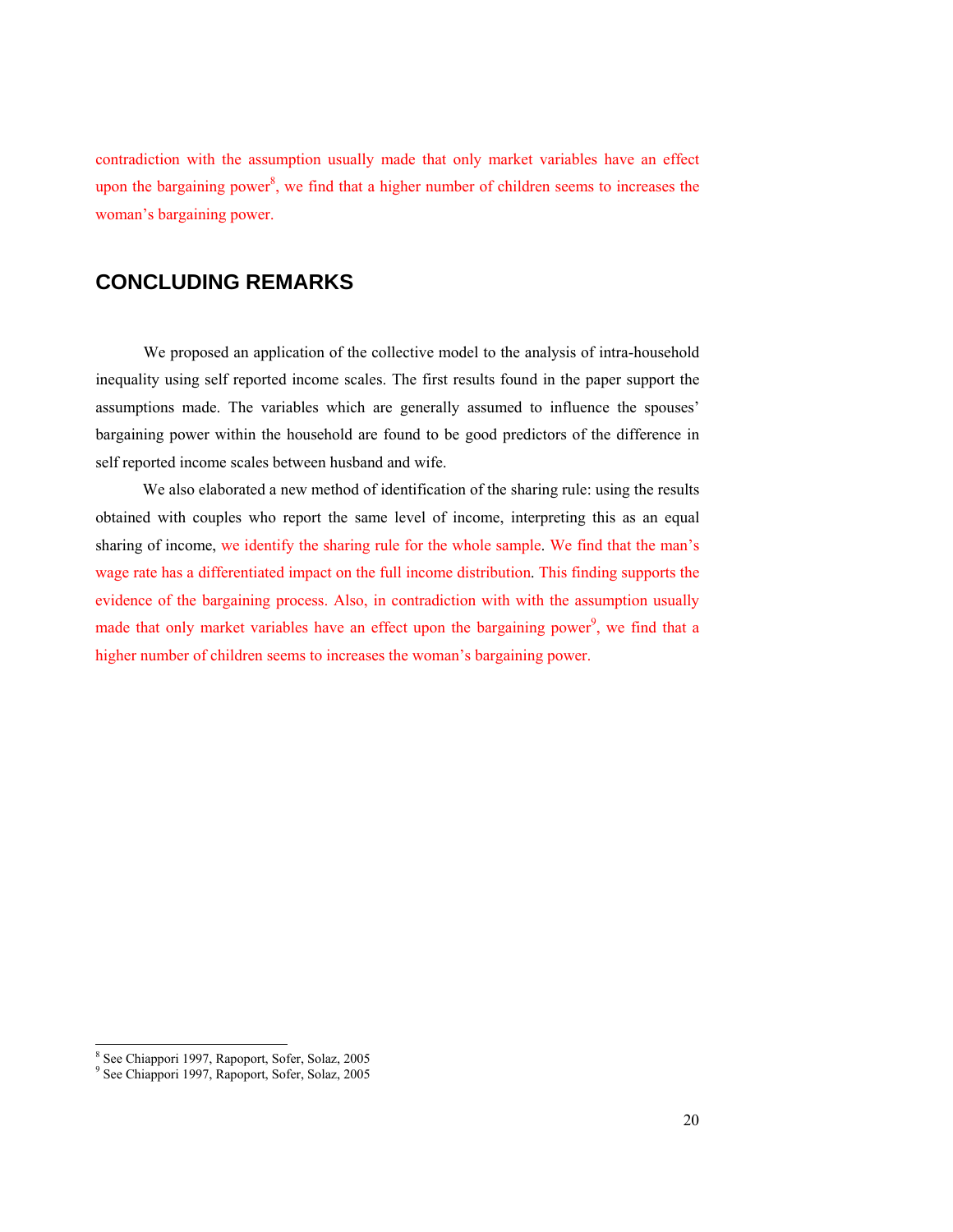contradiction with the assumption usually made that only market variables have an effect upon the bargaining power[8], we find that a higher number of children seems to increases the woman's bargaining power.

## CONCLUDING REMARKS

We proposed an application of the collective model to the analysis of intra-household inequality using self reported income scales. The first results found in the paper support the assumptions made. The variables which are generally assumed to influence the spouses' bargaining power within the household are found to be good predictors of the difference in self reported income scales between husband and wife.

We also elaborated a new method of identification of the sharing rule: using the results obtained with couples who report the same level of income, interpreting this as an equal sharing of income, we identify the sharing rule for the whole sample. We find that the man's wage rate has a differentiated impact on the full income distribution. This finding supports the evidence of the bargaining process. Also, in contradiction with with the assumption usually made that only market variables have an effect upon the bargaining power[9], we find that a higher number of children seems to increases the woman's bargaining power.

---

[8] See Chiappori 1997, Rapoport, Sofer, Solaz, 2005

[9] See Chiappori 1997, Rapoport, Sofer, Solaz, 2005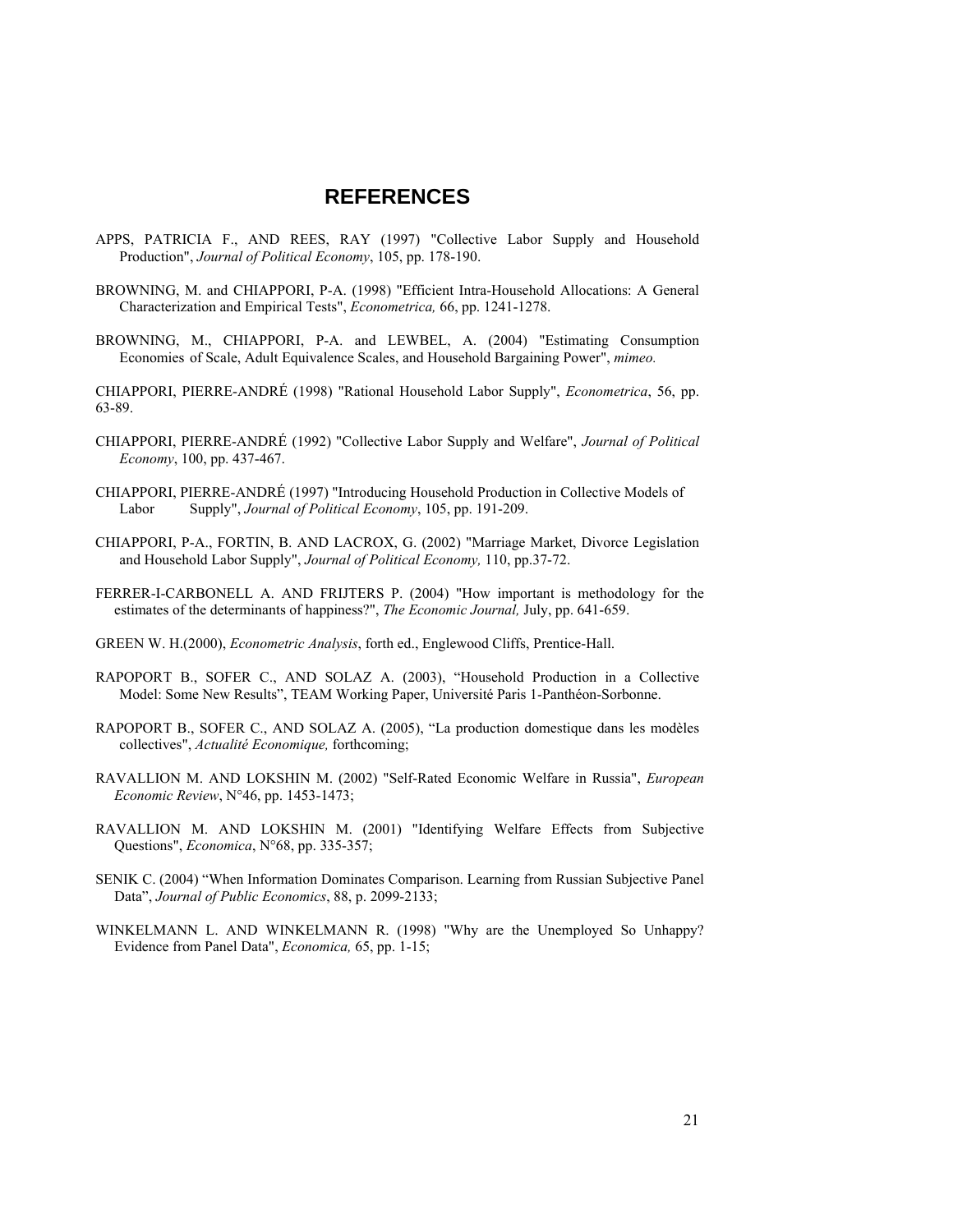# REFERENCES

APPS, PATRICIA F., AND REES, RAY (1997) "Collective Labor Supply and Household Production", *Journal of Political Economy*, 105, pp. 178-190.

BROWNING, M. and CHIAPPORI, P-A. (1998) "Efficient Intra-Household Allocations: A General Characterization and Empirical Tests", *Econometrica,* 66, pp. 1241-1278.

BROWNING, M., CHIAPPORI, P-A. and LEWBEL, A. (2004) "Estimating Consumption Economies of Scale, Adult Equivalence Scales, and Household Bargaining Power", *mimeo.*

CHIAPPORI, PIERRE-ANDRÉ (1998) "Rational Household Labor Supply", *Econometrica*, 56, pp. 63-89.

CHIAPPORI, PIERRE-ANDRÉ (1992) "Collective Labor Supply and Welfare", *Journal of Political Economy*, 100, pp. 437-467.

CHIAPPORI, PIERRE-ANDRÉ (1997) "Introducing Household Production in Collective Models of Labor Supply", *Journal of Political Economy*, 105, pp. 191-209.

CHIAPPORI, P-A., FORTIN, B. AND LACROX, G. (2002) "Marriage Market, Divorce Legislation and Household Labor Supply", *Journal of Political Economy,* 110, pp.37-72.

FERRER-I-CARBONELL A. AND FRIJTERS P. (2004) "How important is methodology for the estimates of the determinants of happiness?", *The Economic Journal,* July, pp. 641-659.

GREEN W. H.(2000), *Econometric Analysis*, forth ed., Englewood Cliffs, Prentice-Hall.

RAPOPORT B., SOFER C., AND SOLAZ A. (2003), "Household Production in a Collective Model: Some New Results", TEAM Working Paper, Université Paris 1-Panthéon-Sorbonne.

RAPOPORT B., SOFER C., AND SOLAZ A. (2005), "La production domestique dans les modèles collectives", *Actualité Economique,* forthcoming;

RAVALLION M. AND LOKSHIN M. (2002) "Self-Rated Economic Welfare in Russia", *European Economic Review*, N°46, pp. 1453-1473;

RAVALLION M. AND LOKSHIN M. (2001) "Identifying Welfare Effects from Subjective Questions", *Economica*, N°68, pp. 335-357;

SENIK C. (2004) "When Information Dominates Comparison. Learning from Russian Subjective Panel Data", *Journal of Public Economics*, 88, p. 2099-2133;

WINKELMANN L. AND WINKELMANN R. (1998) "Why are the Unemployed So Unhappy? Evidence from Panel Data", *Economica,* 65, pp. 1-15;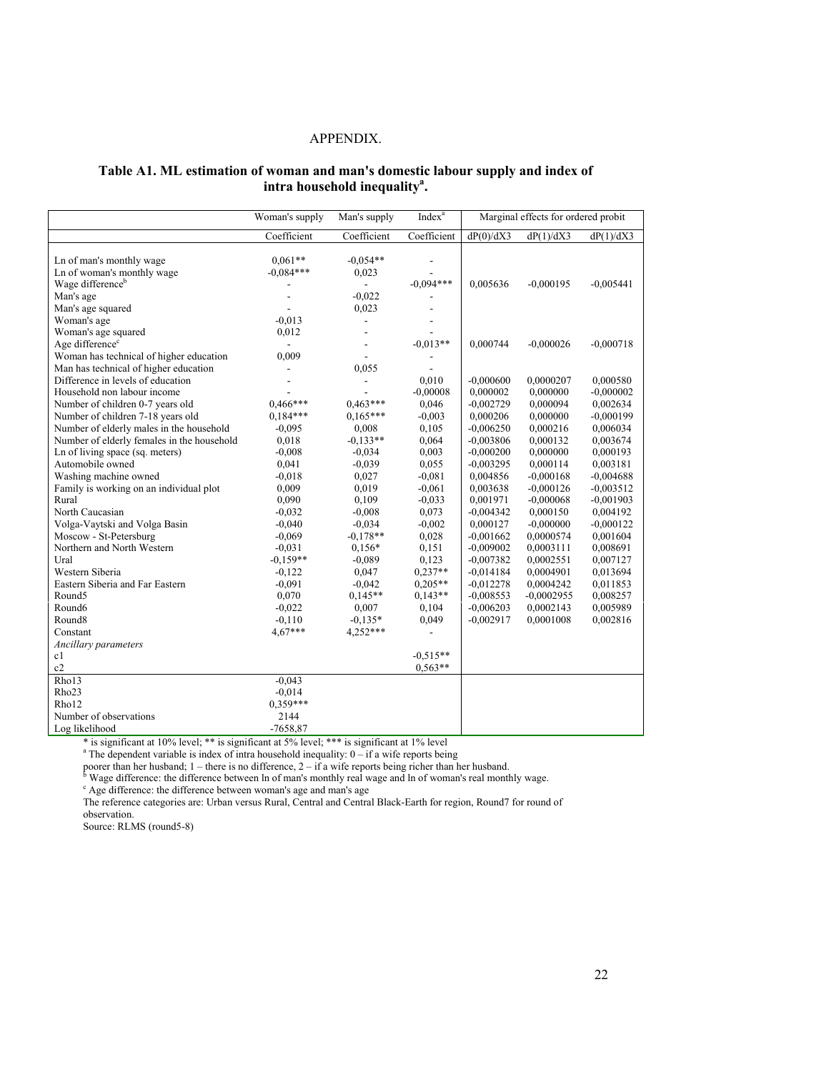# APPENDIX.

### Table A1. ML estimation of woman and man's domestic labour supply and index of intra household inequality[a].

| | Woman's supply | Man's supply | Index[a] | Marginal effects for ordered probit | | |
|---|---|---|---|---|---|---|
| | Coefficient | Coefficient | Coefficient | dP(0)/dX3 | dP(1)/dX3 | dP(1)/dX3 |
| Ln of man's monthly wage | 0,061** | -0,054** | - | | | |
| Ln of woman's monthly wage | -0,084*** | 0,023 | - | | | |
| Wage difference[b] | - | - | -0,094*** | 0,005636 | -0,000195 | -0,005441 |
| Man's age | - | -0,022 | - | | | |
| Man's age squared | - | 0,023 | - | | | |
| Woman's age | -0,013 | - | - | | | |
| Woman's age squared | 0,012 | - | - | | | |
| Age difference[c] | - | - | -0,013** | 0,000744 | -0,000026 | -0,000718 |
| Woman has technical of higher education | 0,009 | - | - | | | |
| Man has technical of higher education | - | 0,055 | - | | | |
| Difference in levels of education | - | - | 0,010 | -0,000600 | 0,0000207 | 0,000580 |
| Household non labour income | - | - | -0,00008 | 0,000002 | 0,000000 | -0,000002 |
| Number of children 0-7 years old | 0,466*** | 0,463*** | 0,046 | -0,002729 | 0,000094 | 0,002634 |
| Number of children 7-18 years old | 0,184*** | 0,165*** | -0,003 | 0,000206 | 0,000000 | -0,000199 |
| Number of elderly males in the household | -0,095 | 0,008 | 0,105 | -0,006250 | 0,000216 | 0,006034 |
| Number of elderly females in the household | 0,018 | -0,133** | 0,064 | -0,003806 | 0,000132 | 0,003674 |
| Ln of living space (sq. meters) | -0,008 | -0,034 | 0,003 | -0,000200 | 0,000000 | 0,000193 |
| Automobile owned | 0,041 | -0,039 | 0,055 | -0,003295 | 0,000114 | 0,003181 |
| Washing machine owned | -0,018 | 0,027 | -0,081 | 0,004856 | -0,000168 | -0,004688 |
| Family is working on an individual plot | 0,009 | 0,019 | -0,061 | 0,003638 | -0,000126 | -0,003512 |
| Rural | 0,090 | 0,109 | -0,033 | 0,001971 | -0,000068 | -0,001903 |
| North Caucasian | -0,032 | -0,008 | 0,073 | -0,004342 | 0,000150 | 0,004192 |
| Volga-Vaytski and Volga Basin | -0,040 | -0,034 | -0,002 | 0,000127 | -0,000000 | -0,000122 |
| Moscow - St-Petersburg | -0,069 | -0,178** | 0,028 | -0,001662 | 0,0000574 | 0,001604 |
| Northern and North Western | -0,031 | 0,156* | 0,151 | -0,009002 | 0,0003111 | 0,008691 |
| Ural | -0,159** | -0,089 | 0,123 | -0,007382 | 0,0002551 | 0,007127 |
| Western Siberia | -0,122 | 0,047 | 0,237** | -0,014184 | 0,0004901 | 0,013694 |
| Eastern Siberia and Far Eastern | -0,091 | -0,042 | 0,205** | -0,012278 | 0,0004242 | 0,011853 |
| Round5 | 0,070 | 0,145** | 0,143** | -0,008553 | -0,0002955 | 0,008257 |
| Round6 | -0,022 | 0,007 | 0,104 | -0,006203 | 0,0002143 | 0,005989 |
| Round8 | -0,110 | -0,135* | 0,049 | -0,002917 | 0,0001008 | 0,002816 |
| Constant | 4,67*** | 4,252*** | - | | | |
| *Ancillary parameters* | | | | | | |
| c1 | | | -0,515** | | | |
| c2 | | | 0,563** | | | |
| Rho13 | -0,043 | | | | | |
| Rho23 | -0,014 | | | | | |
| Rho12 | 0,359*** | | | | | |
| Number of observations | 2144 | | | | | |
| Log likelihood | -7658,87 | | | | | |

\* is significant at 10% level; ** is significant at 5% level; *** is significant at 1% level

[a] The dependent variable is index of intra household inequality: 0 – if a wife reports being poorer than her husband; 1 – there is no difference, 2 – if a wife reports being richer than her husband.

[b] Wage difference: the difference between ln of man's monthly real wage and ln of woman's real monthly wage.

[c] Age difference: the difference between woman's age and man's age

The reference categories are: Urban versus Rural, Central and Central Black-Earth for region, Round7 for round of observation.

Source: RLMS (round5-8)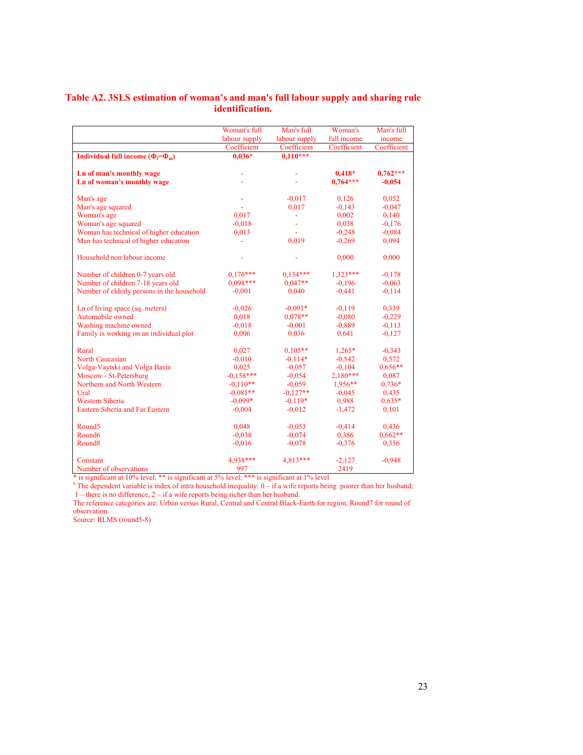## Table A2. 3SLS estimation of woman's and man's full labour supply and sharing rule identification.

| | Woman's full labour supply | Man's full labour supply | Woman's full income | Man's full income |
|---|---|---|---|---|
| | Coefficient | Coefficient | Coefficient | Coefficient |
| **Individual full income ($\Phi_f$=$\Phi_m$)** | **0,036*** | **0,110***** | | |
| | | | | |
| **Ln of man's monthly wage** | - | - | **0,418*** | **0,762***** |
| **Ln of woman's monthly wage** | - | - | **0,764***** | **-0,054** |
| | | | | |
| Man's age | - | -0,017 | 0,126 | 0,052 |
| Man's age squared | - | 0,017 | -0,143 | -0,047 |
| Woman's age | 0,017 | - | 0,002 | 0,140 |
| Woman's age squared | -0,018 | - | 0,038 | -0,176 |
| Woman has technical of higher education | 0,013 | - | -0,248 | -0,084 |
| Man has technical of higher education | - | 0,019 | -0,269 | 0,094 |
| | | | | |
| Household non labour income | - | - | 0,000 | 0,000 |
| | | | | |
| Number of children 0-7 years old | 0,176*** | 0,134*** | 1,323*** | -0,178 |
| Number of children 7-18 years old | 0,098*** | 0,047** | -0,196 | -0,063 |
| Number of elderly persons in the household | -0,001 | 0,040 | -0,441 | -0,114 |
| | | | | |
| Ln of living space (sq. meters) | -0,026 | -0,091* | -0,119 | 0,339 |
| Automobile owned | 0,018 | 0,078** | -0,080 | -0,229 |
| Washing machine owned | -0,018 | -0,001 | -0,889 | -0,113 |
| Family is working on an individual plot | 0,006 | 0,036 | 0,641 | -0,127 |
| | | | | |
| Rural | 0,027 | 0,105** | 1,265* | -0,343 |
| North Caucasian | -0,010 | -0,114* | -0,542 | 0,572 |
| Volga-Vaytski and Volga Basin | 0,025 | -0,057 | -0,104 | 0,656** |
| Moscow - St-Petersburg | -0,158*** | -0,054 | 2,180*** | 0,087 |
| Northern and North Western | -0,110** | -0,059 | 1,956** | 0,736* |
| Ural | -0,081** | -0,127** | -0,045 | 0,435 |
| Western Siberia | -0,099* | -0,119* | 0,988 | 0,635* |
| Eastern Siberia and Far Eastern | -0,004 | -0,012 | -1,472 | 0,101 |
| | | | | |
| Round5 | 0,048 | -0,053 | -0,414 | 0,436 |
| Round6 | -0,038 | -0,074 | 0,386 | 0,662** |
| Round8 | -0,016 | -0,078 | -0,376 | 0,356 |
| | | | | |
| Constant | 4,938*** | 4,813*** | -2,127 | -0,948 |
| Number of observations | 997 | | 2419 | |

\* is significant at 10% level; ** is significant at 5% level; *** is significant at 1% level

[a] The dependent variable is index of intra household inequality: 0 – if a wife reports being poorer than her husband; 1 – there is no difference, 2 – if a wife reports being richer than her husband.

The reference categories are: Urban versus Rural, Central and Central Black-Earth for region, Round7 for round of observation.

Source: RLMS (round5-8)